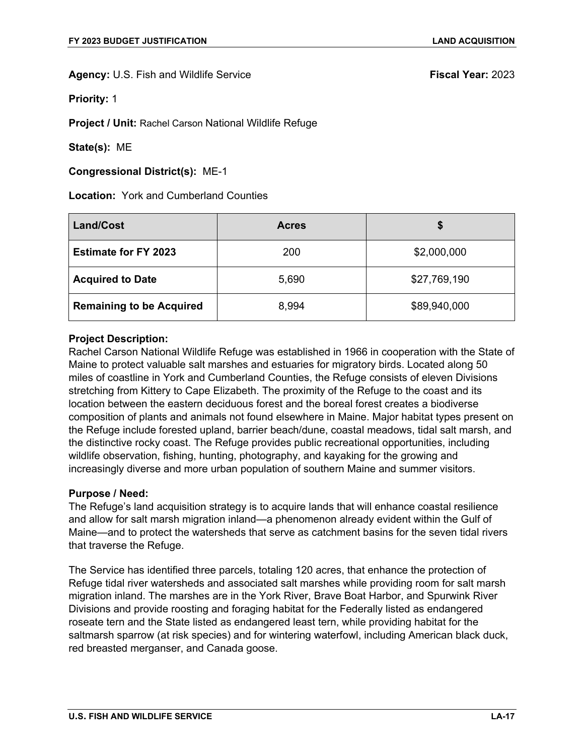**Agency:** U.S. Fish and Wildlife Service **Fiscal Year:** 2023

**Priority:** 1

**Project / Unit:** Rachel Carson National Wildlife Refuge

**State(s):** ME

**Congressional District(s):** ME-1

**Location:** York and Cumberland Counties

| Land/Cost | Acres | $ |
|---|---|---|
| **Estimate for FY 2023** | 200 | $2,000,000 |
| **Acquired to Date** | 5,690 | $27,769,190 |
| **Remaining to be Acquired** | 8,994 | $89,940,000 |

**Project Description:**
Rachel Carson National Wildlife Refuge was established in 1966 in cooperation with the State of Maine to protect valuable salt marshes and estuaries for migratory birds. Located along 50 miles of coastline in York and Cumberland Counties, the Refuge consists of eleven Divisions stretching from Kittery to Cape Elizabeth. The proximity of the Refuge to the coast and its location between the eastern deciduous forest and the boreal forest creates a biodiverse composition of plants and animals not found elsewhere in Maine. Major habitat types present on the Refuge include forested upland, barrier beach/dune, coastal meadows, tidal salt marsh, and the distinctive rocky coast. The Refuge provides public recreational opportunities, including wildlife observation, fishing, hunting, photography, and kayaking for the growing and increasingly diverse and more urban population of southern Maine and summer visitors.

**Purpose / Need:**
The Refuge's land acquisition strategy is to acquire lands that will enhance coastal resilience and allow for salt marsh migration inland—a phenomenon already evident within the Gulf of Maine—and to protect the watersheds that serve as catchment basins for the seven tidal rivers that traverse the Refuge.

The Service has identified three parcels, totaling 120 acres, that enhance the protection of Refuge tidal river watersheds and associated salt marshes while providing room for salt marsh migration inland. The marshes are in the York River, Brave Boat Harbor, and Spurwink River Divisions and provide roosting and foraging habitat for the Federally listed as endangered roseate tern and the State listed as endangered least tern, while providing habitat for the saltmarsh sparrow (at risk species) and for wintering waterfowl, including American black duck, red breasted merganser, and Canada goose.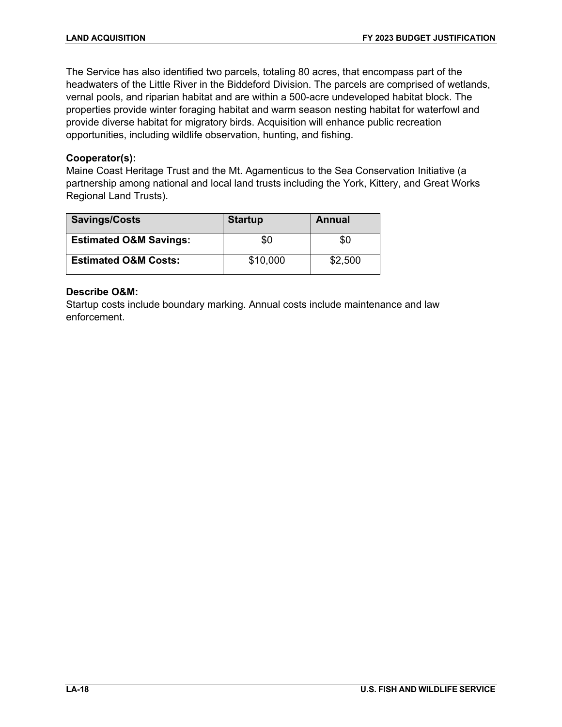The Service has also identified two parcels, totaling 80 acres, that encompass part of the headwaters of the Little River in the Biddeford Division. The parcels are comprised of wetlands, vernal pools, and riparian habitat and are within a 500-acre undeveloped habitat block. The properties provide winter foraging habitat and warm season nesting habitat for waterfowl and provide diverse habitat for migratory birds. Acquisition will enhance public recreation opportunities, including wildlife observation, hunting, and fishing.

**Cooperator(s):**
Maine Coast Heritage Trust and the Mt. Agamenticus to the Sea Conservation Initiative (a partnership among national and local land trusts including the York, Kittery, and Great Works Regional Land Trusts).

| Savings/Costs | Startup | Annual |
| --- | --- | --- |
| **Estimated O&M Savings:** | $0 | $0 |
| **Estimated O&M Costs:** | $10,000 | $2,500 |

**Describe O&M:**
Startup costs include boundary marking. Annual costs include maintenance and law enforcement.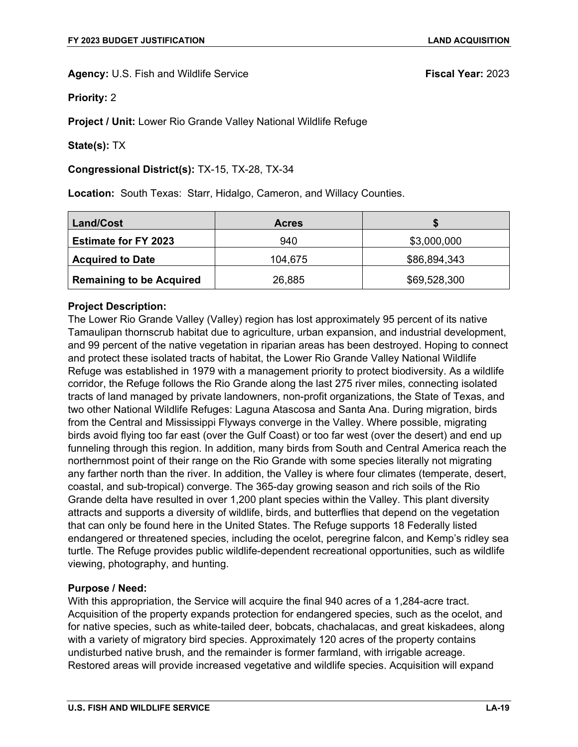**Agency:** U.S. Fish and Wildlife Service **Fiscal Year:** 2023

**Priority:** 2

**Project / Unit:** Lower Rio Grande Valley National Wildlife Refuge

**State(s):** TX

**Congressional District(s):** TX-15, TX-28, TX-34

**Location:** South Texas: Starr, Hidalgo, Cameron, and Willacy Counties.

| Land/Cost | Acres | $ |
|---|---|---|
| **Estimate for FY 2023** | 940 | $3,000,000 |
| **Acquired to Date** | 104,675 | $86,894,343 |
| **Remaining to be Acquired** | 26,885 | $69,528,300 |

**Project Description:**
The Lower Rio Grande Valley (Valley) region has lost approximately 95 percent of its native Tamaulipan thornscrub habitat due to agriculture, urban expansion, and industrial development, and 99 percent of the native vegetation in riparian areas has been destroyed. Hoping to connect and protect these isolated tracts of habitat, the Lower Rio Grande Valley National Wildlife Refuge was established in 1979 with a management priority to protect biodiversity. As a wildlife corridor, the Refuge follows the Rio Grande along the last 275 river miles, connecting isolated tracts of land managed by private landowners, non-profit organizations, the State of Texas, and two other National Wildlife Refuges: Laguna Atascosa and Santa Ana. During migration, birds from the Central and Mississippi Flyways converge in the Valley. Where possible, migrating birds avoid flying too far east (over the Gulf Coast) or too far west (over the desert) and end up funneling through this region. In addition, many birds from South and Central America reach the northernmost point of their range on the Rio Grande with some species literally not migrating any farther north than the river. In addition, the Valley is where four climates (temperate, desert, coastal, and sub-tropical) converge. The 365-day growing season and rich soils of the Rio Grande delta have resulted in over 1,200 plant species within the Valley. This plant diversity attracts and supports a diversity of wildlife, birds, and butterflies that depend on the vegetation that can only be found here in the United States. The Refuge supports 18 Federally listed endangered or threatened species, including the ocelot, peregrine falcon, and Kemp's ridley sea turtle. The Refuge provides public wildlife-dependent recreational opportunities, such as wildlife viewing, photography, and hunting.

**Purpose / Need:**
With this appropriation, the Service will acquire the final 940 acres of a 1,284-acre tract. Acquisition of the property expands protection for endangered species, such as the ocelot, and for native species, such as white-tailed deer, bobcats, chachalacas, and great kiskadees, along with a variety of migratory bird species. Approximately 120 acres of the property contains undisturbed native brush, and the remainder is former farmland, with irrigable acreage. Restored areas will provide increased vegetative and wildlife species. Acquisition will expand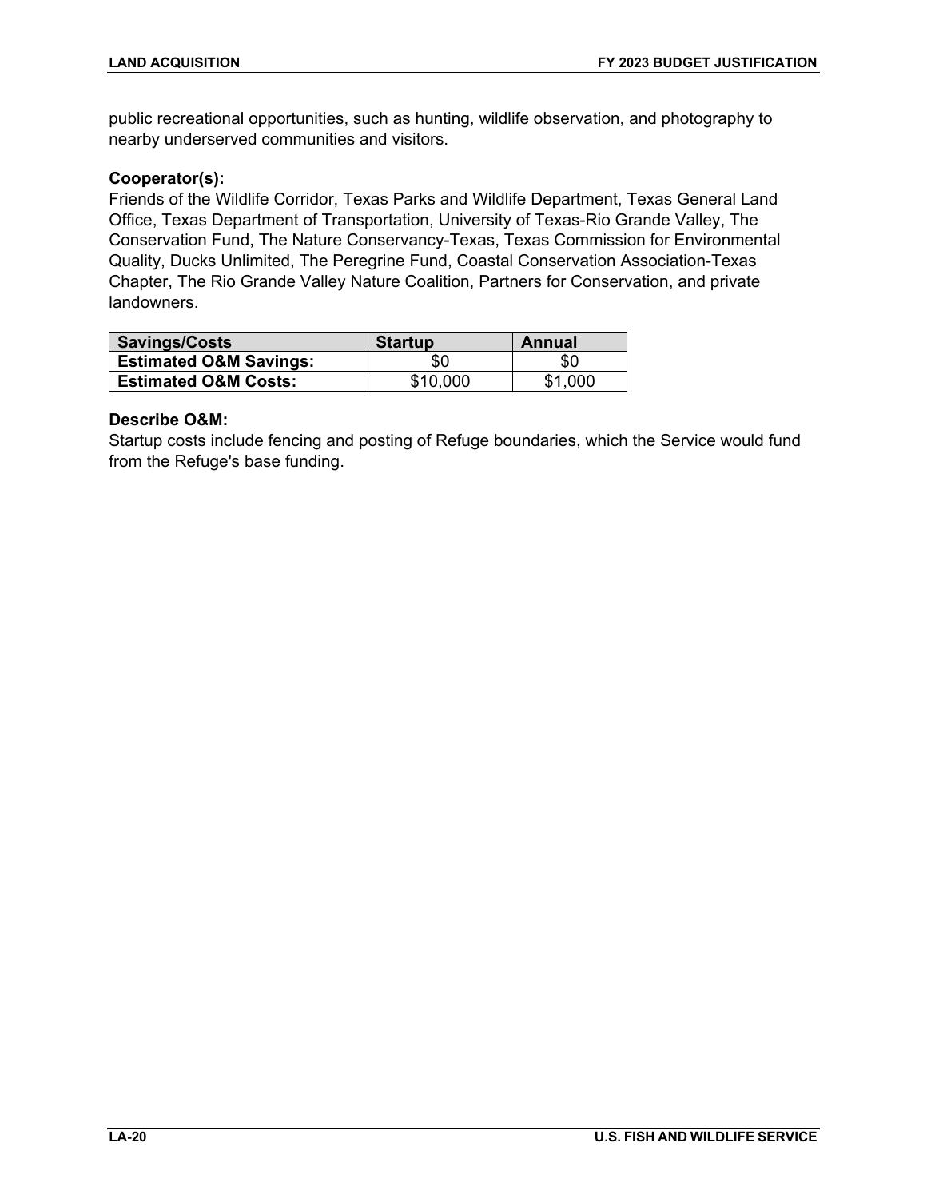public recreational opportunities, such as hunting, wildlife observation, and photography to nearby underserved communities and visitors.

**Cooperator(s):**
Friends of the Wildlife Corridor, Texas Parks and Wildlife Department, Texas General Land Office, Texas Department of Transportation, University of Texas-Rio Grande Valley, The Conservation Fund, The Nature Conservancy-Texas, Texas Commission for Environmental Quality, Ducks Unlimited, The Peregrine Fund, Coastal Conservation Association-Texas Chapter, The Rio Grande Valley Nature Coalition, Partners for Conservation, and private landowners.

| Savings/Costs | Startup | Annual |
| --- | --- | --- |
| **Estimated O&M Savings:** | $0 | $0 |
| **Estimated O&M Costs:** | $10,000 | $1,000 |

**Describe O&M:**
Startup costs include fencing and posting of Refuge boundaries, which the Service would fund from the Refuge's base funding.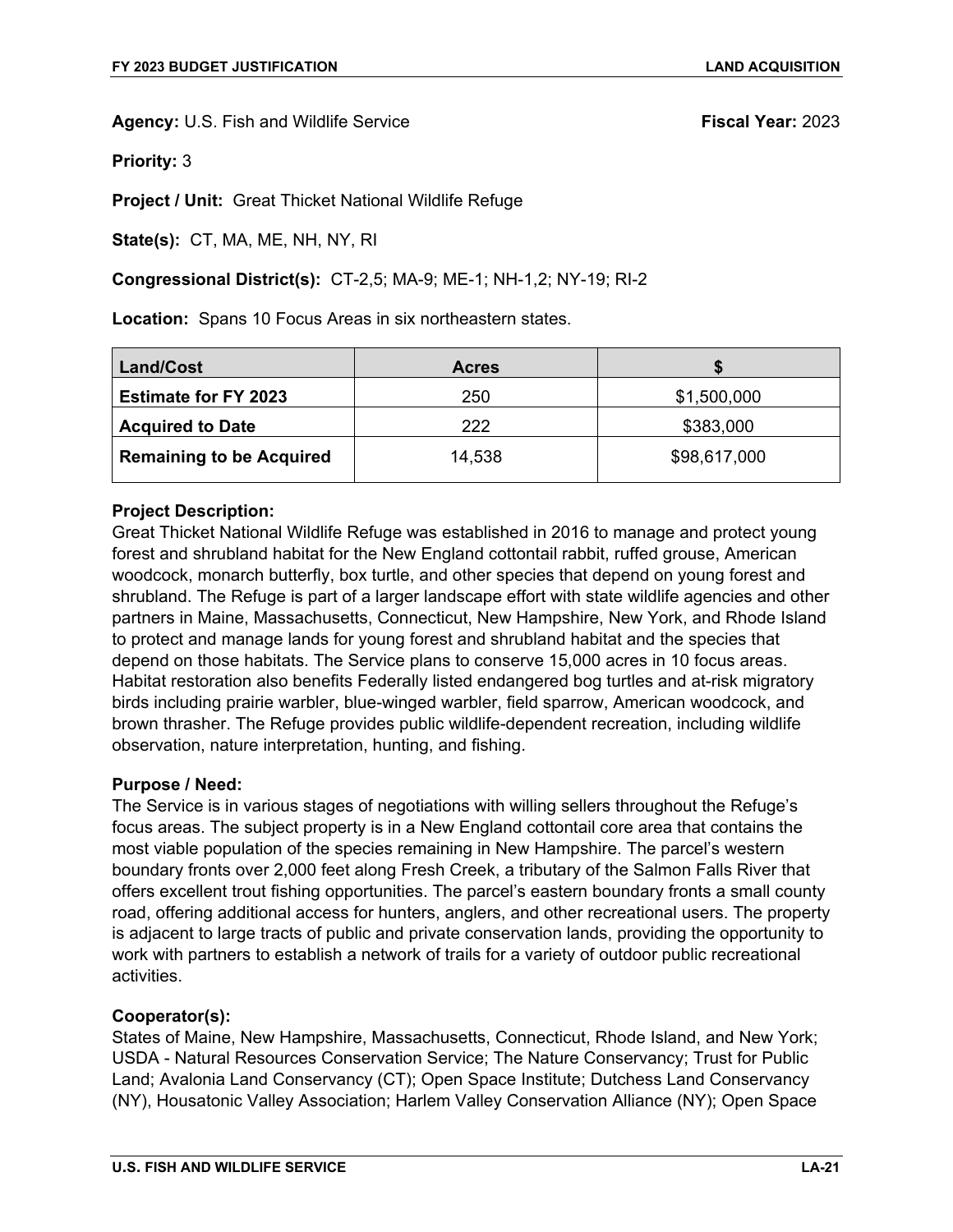**Agency:** U.S. Fish and Wildlife Service **Fiscal Year:** 2023

**Priority:** 3

**Project / Unit:** Great Thicket National Wildlife Refuge

**State(s):** CT, MA, ME, NH, NY, RI

**Congressional District(s):** CT-2,5; MA-9; ME-1; NH-1,2; NY-19; RI-2

**Location:** Spans 10 Focus Areas in six northeastern states.

| Land/Cost | Acres | $ |
|---|---|---|
| **Estimate for FY 2023** | 250 | $1,500,000 |
| **Acquired to Date** | 222 | $383,000 |
| **Remaining to be Acquired** | 14,538 | $98,617,000 |

**Project Description:**
Great Thicket National Wildlife Refuge was established in 2016 to manage and protect young forest and shrubland habitat for the New England cottontail rabbit, ruffed grouse, American woodcock, monarch butterfly, box turtle, and other species that depend on young forest and shrubland. The Refuge is part of a larger landscape effort with state wildlife agencies and other partners in Maine, Massachusetts, Connecticut, New Hampshire, New York, and Rhode Island to protect and manage lands for young forest and shrubland habitat and the species that depend on those habitats. The Service plans to conserve 15,000 acres in 10 focus areas. Habitat restoration also benefits Federally listed endangered bog turtles and at-risk migratory birds including prairie warbler, blue-winged warbler, field sparrow, American woodcock, and brown thrasher. The Refuge provides public wildlife-dependent recreation, including wildlife observation, nature interpretation, hunting, and fishing.

**Purpose / Need:**
The Service is in various stages of negotiations with willing sellers throughout the Refuge's focus areas. The subject property is in a New England cottontail core area that contains the most viable population of the species remaining in New Hampshire. The parcel's western boundary fronts over 2,000 feet along Fresh Creek, a tributary of the Salmon Falls River that offers excellent trout fishing opportunities. The parcel's eastern boundary fronts a small county road, offering additional access for hunters, anglers, and other recreational users. The property is adjacent to large tracts of public and private conservation lands, providing the opportunity to work with partners to establish a network of trails for a variety of outdoor public recreational activities.

**Cooperator(s):**
States of Maine, New Hampshire, Massachusetts, Connecticut, Rhode Island, and New York; USDA - Natural Resources Conservation Service; The Nature Conservancy; Trust for Public Land; Avalonia Land Conservancy (CT); Open Space Institute; Dutchess Land Conservancy (NY), Housatonic Valley Association; Harlem Valley Conservation Alliance (NY); Open Space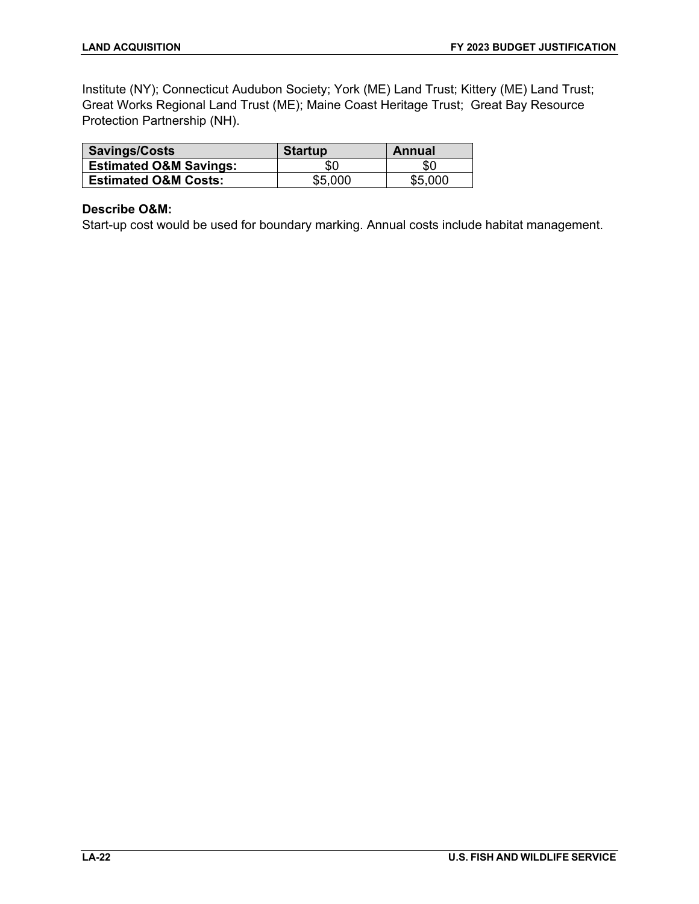Institute (NY); Connecticut Audubon Society; York (ME) Land Trust; Kittery (ME) Land Trust; Great Works Regional Land Trust (ME); Maine Coast Heritage Trust; Great Bay Resource Protection Partnership (NH).

| Savings/Costs | Startup | Annual |
|---|---|---|
| **Estimated O&M Savings:** | $0 | $0 |
| **Estimated O&M Costs:** | $5,000 | $5,000 |

**Describe O&M:**
Start-up cost would be used for boundary marking. Annual costs include habitat management.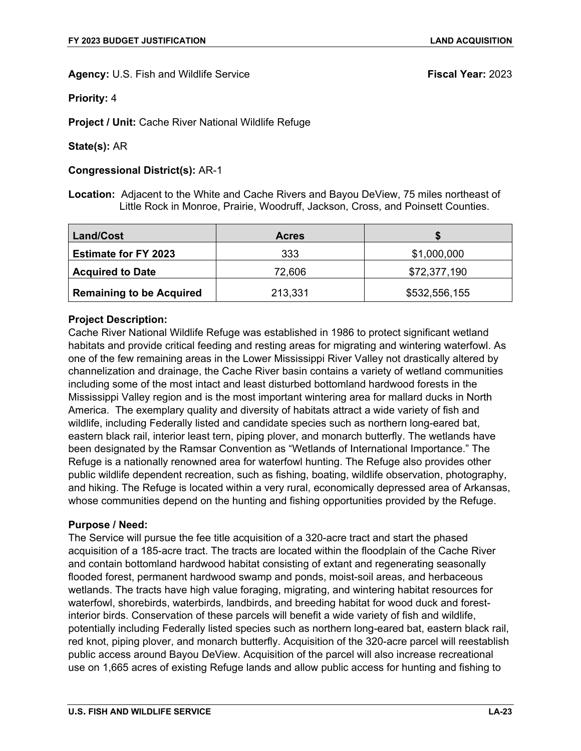**Agency:** U.S. Fish and Wildlife Service **Fiscal Year:** 2023

**Priority:** 4

**Project / Unit:** Cache River National Wildlife Refuge

**State(s):** AR

**Congressional District(s):** AR-1

**Location:** Adjacent to the White and Cache Rivers and Bayou DeView, 75 miles northeast of Little Rock in Monroe, Prairie, Woodruff, Jackson, Cross, and Poinsett Counties.

| Land/Cost | Acres | $ |
|---|---|---|
| **Estimate for FY 2023** | 333 | $1,000,000 |
| **Acquired to Date** | 72,606 | $72,377,190 |
| **Remaining to be Acquired** | 213,331 | $532,556,155 |

**Project Description:**
Cache River National Wildlife Refuge was established in 1986 to protect significant wetland habitats and provide critical feeding and resting areas for migrating and wintering waterfowl. As one of the few remaining areas in the Lower Mississippi River Valley not drastically altered by channelization and drainage, the Cache River basin contains a variety of wetland communities including some of the most intact and least disturbed bottomland hardwood forests in the Mississippi Valley region and is the most important wintering area for mallard ducks in North America. The exemplary quality and diversity of habitats attract a wide variety of fish and wildlife, including Federally listed and candidate species such as northern long-eared bat, eastern black rail, interior least tern, piping plover, and monarch butterfly. The wetlands have been designated by the Ramsar Convention as "Wetlands of International Importance." The Refuge is a nationally renowned area for waterfowl hunting. The Refuge also provides other public wildlife dependent recreation, such as fishing, boating, wildlife observation, photography, and hiking. The Refuge is located within a very rural, economically depressed area of Arkansas, whose communities depend on the hunting and fishing opportunities provided by the Refuge.

**Purpose / Need:**
The Service will pursue the fee title acquisition of a 320-acre tract and start the phased acquisition of a 185-acre tract. The tracts are located within the floodplain of the Cache River and contain bottomland hardwood habitat consisting of extant and regenerating seasonally flooded forest, permanent hardwood swamp and ponds, moist-soil areas, and herbaceous wetlands. The tracts have high value foraging, migrating, and wintering habitat resources for waterfowl, shorebirds, waterbirds, landbirds, and breeding habitat for wood duck and forest-interior birds. Conservation of these parcels will benefit a wide variety of fish and wildlife, potentially including Federally listed species such as northern long-eared bat, eastern black rail, red knot, piping plover, and monarch butterfly. Acquisition of the 320-acre parcel will reestablish public access around Bayou DeView. Acquisition of the parcel will also increase recreational use on 1,665 acres of existing Refuge lands and allow public access for hunting and fishing to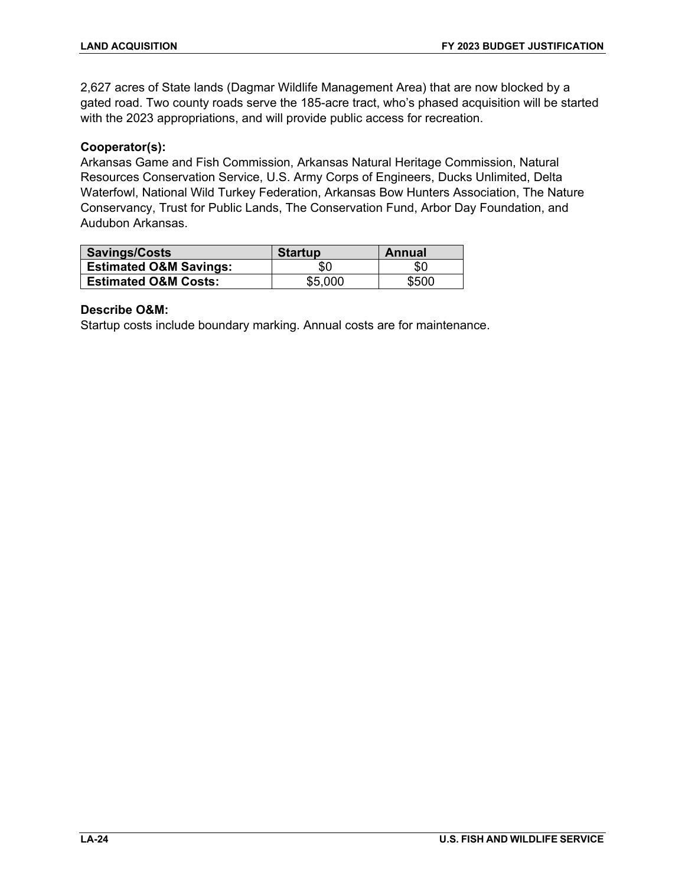2,627 acres of State lands (Dagmar Wildlife Management Area) that are now blocked by a gated road. Two county roads serve the 185-acre tract, who's phased acquisition will be started with the 2023 appropriations, and will provide public access for recreation.

**Cooperator(s):**
Arkansas Game and Fish Commission, Arkansas Natural Heritage Commission, Natural Resources Conservation Service, U.S. Army Corps of Engineers, Ducks Unlimited, Delta Waterfowl, National Wild Turkey Federation, Arkansas Bow Hunters Association, The Nature Conservancy, Trust for Public Lands, The Conservation Fund, Arbor Day Foundation, and Audubon Arkansas.

| Savings/Costs | Startup | Annual |
|---|---|---|
| **Estimated O&M Savings:** | $0 | $0 |
| **Estimated O&M Costs:** | $5,000 | $500 |

**Describe O&M:**
Startup costs include boundary marking. Annual costs are for maintenance.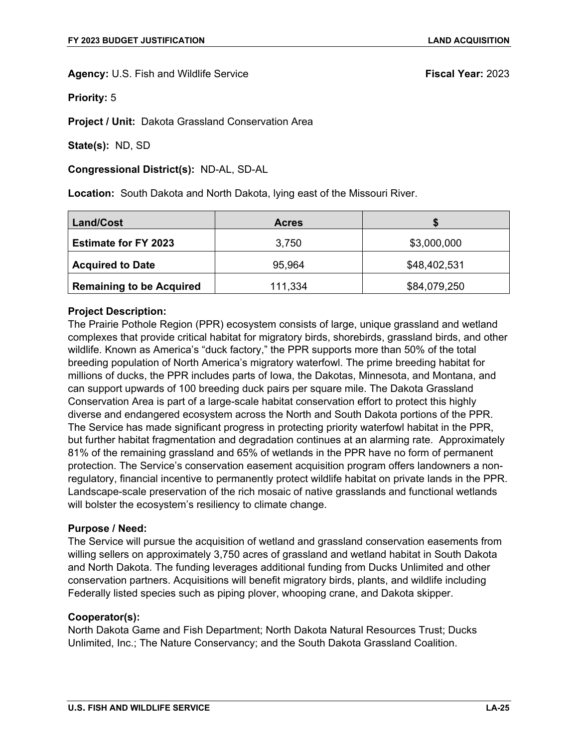**Agency:** U.S. Fish and Wildlife Service **Fiscal Year:** 2023

**Priority:** 5

**Project / Unit:** Dakota Grassland Conservation Area

**State(s):** ND, SD

**Congressional District(s):** ND-AL, SD-AL

**Location:** South Dakota and North Dakota, lying east of the Missouri River.

| Land/Cost | Acres | $ |
|---|---|---|
| **Estimate for FY 2023** | 3,750 | $3,000,000 |
| **Acquired to Date** | 95,964 | $48,402,531 |
| **Remaining to be Acquired** | 111,334 | $84,079,250 |

**Project Description:**
The Prairie Pothole Region (PPR) ecosystem consists of large, unique grassland and wetland complexes that provide critical habitat for migratory birds, shorebirds, grassland birds, and other wildlife. Known as America's "duck factory," the PPR supports more than 50% of the total breeding population of North America's migratory waterfowl. The prime breeding habitat for millions of ducks, the PPR includes parts of Iowa, the Dakotas, Minnesota, and Montana, and can support upwards of 100 breeding duck pairs per square mile. The Dakota Grassland Conservation Area is part of a large-scale habitat conservation effort to protect this highly diverse and endangered ecosystem across the North and South Dakota portions of the PPR. The Service has made significant progress in protecting priority waterfowl habitat in the PPR, but further habitat fragmentation and degradation continues at an alarming rate. Approximately 81% of the remaining grassland and 65% of wetlands in the PPR have no form of permanent protection. The Service's conservation easement acquisition program offers landowners a non-regulatory, financial incentive to permanently protect wildlife habitat on private lands in the PPR. Landscape-scale preservation of the rich mosaic of native grasslands and functional wetlands will bolster the ecosystem's resiliency to climate change.

**Purpose / Need:**
The Service will pursue the acquisition of wetland and grassland conservation easements from willing sellers on approximately 3,750 acres of grassland and wetland habitat in South Dakota and North Dakota. The funding leverages additional funding from Ducks Unlimited and other conservation partners. Acquisitions will benefit migratory birds, plants, and wildlife including Federally listed species such as piping plover, whooping crane, and Dakota skipper.

**Cooperator(s):**
North Dakota Game and Fish Department; North Dakota Natural Resources Trust; Ducks Unlimited, Inc.; The Nature Conservancy; and the South Dakota Grassland Coalition.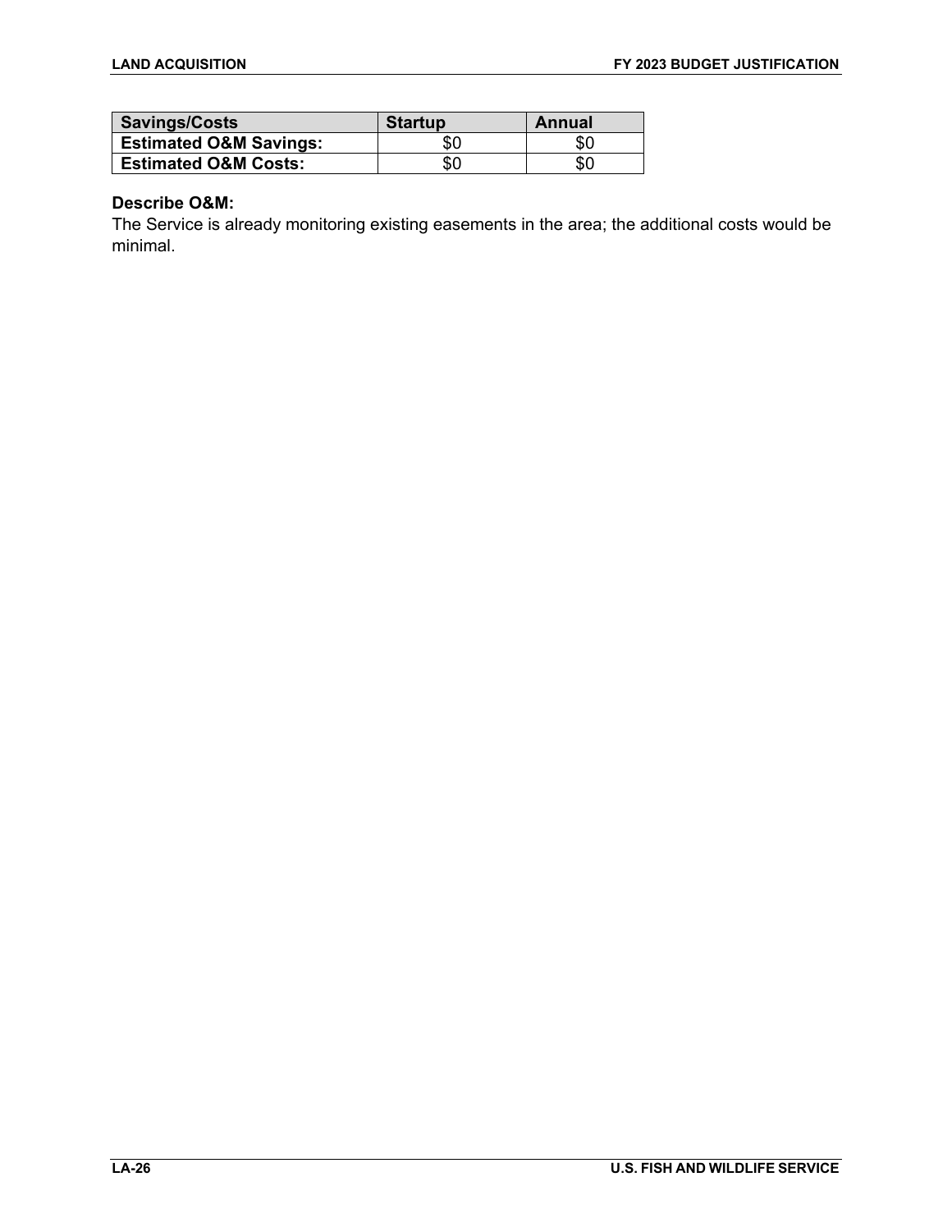| Savings/Costs | Startup | Annual |
| --- | --- | --- |
| **Estimated O&M Savings:** | $0 | $0 |
| **Estimated O&M Costs:** | $0 | $0 |

**Describe O&M:**
The Service is already monitoring existing easements in the area; the additional costs would be minimal.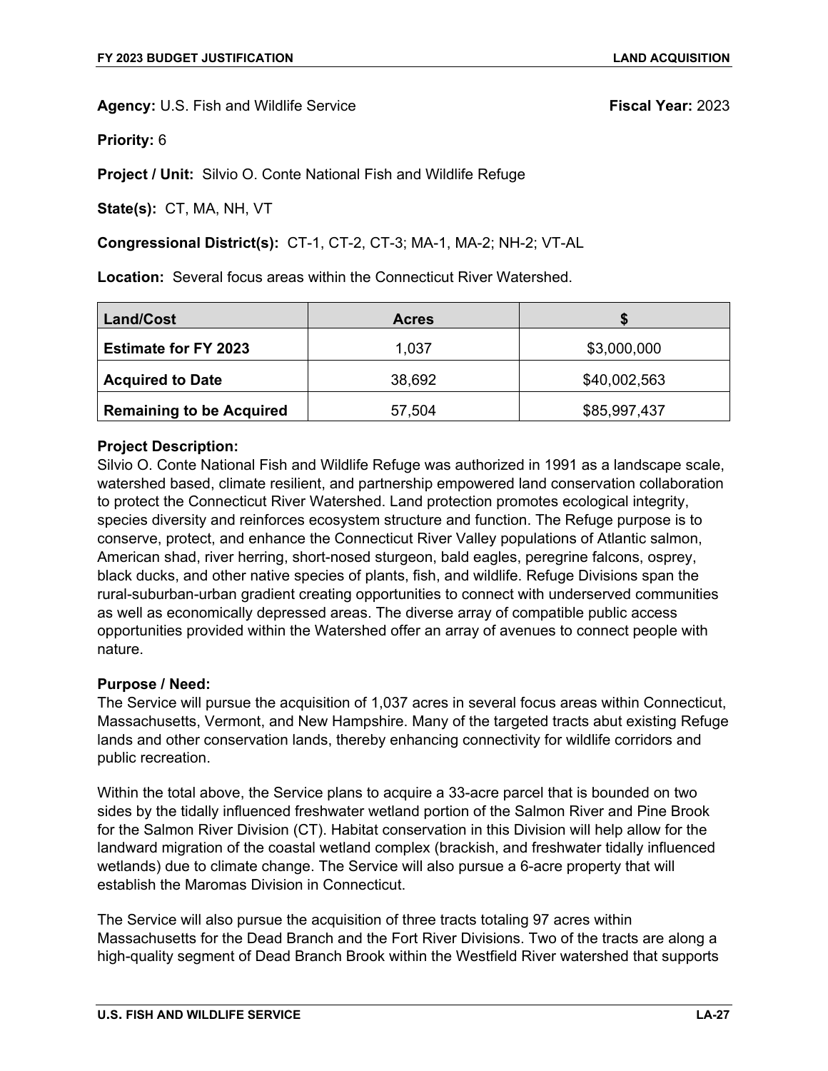**Agency:** U.S. Fish and Wildlife Service **Fiscal Year:** 2023

**Priority:** 6

**Project / Unit:** Silvio O. Conte National Fish and Wildlife Refuge

**State(s):** CT, MA, NH, VT

**Congressional District(s):** CT-1, CT-2, CT-3; MA-1, MA-2; NH-2; VT-AL

**Location:** Several focus areas within the Connecticut River Watershed.

| Land/Cost | Acres | $ |
|---|---|---|
| **Estimate for FY 2023** | 1,037 | $3,000,000 |
| **Acquired to Date** | 38,692 | $40,002,563 |
| **Remaining to be Acquired** | 57,504 | $85,997,437 |

**Project Description:**
Silvio O. Conte National Fish and Wildlife Refuge was authorized in 1991 as a landscape scale, watershed based, climate resilient, and partnership empowered land conservation collaboration to protect the Connecticut River Watershed. Land protection promotes ecological integrity, species diversity and reinforces ecosystem structure and function. The Refuge purpose is to conserve, protect, and enhance the Connecticut River Valley populations of Atlantic salmon, American shad, river herring, short-nosed sturgeon, bald eagles, peregrine falcons, osprey, black ducks, and other native species of plants, fish, and wildlife. Refuge Divisions span the rural-suburban-urban gradient creating opportunities to connect with underserved communities as well as economically depressed areas. The diverse array of compatible public access opportunities provided within the Watershed offer an array of avenues to connect people with nature.

**Purpose / Need:**
The Service will pursue the acquisition of 1,037 acres in several focus areas within Connecticut, Massachusetts, Vermont, and New Hampshire. Many of the targeted tracts abut existing Refuge lands and other conservation lands, thereby enhancing connectivity for wildlife corridors and public recreation.

Within the total above, the Service plans to acquire a 33-acre parcel that is bounded on two sides by the tidally influenced freshwater wetland portion of the Salmon River and Pine Brook for the Salmon River Division (CT). Habitat conservation in this Division will help allow for the landward migration of the coastal wetland complex (brackish, and freshwater tidally influenced wetlands) due to climate change. The Service will also pursue a 6-acre property that will establish the Maromas Division in Connecticut.

The Service will also pursue the acquisition of three tracts totaling 97 acres within Massachusetts for the Dead Branch and the Fort River Divisions. Two of the tracts are along a high-quality segment of Dead Branch Brook within the Westfield River watershed that supports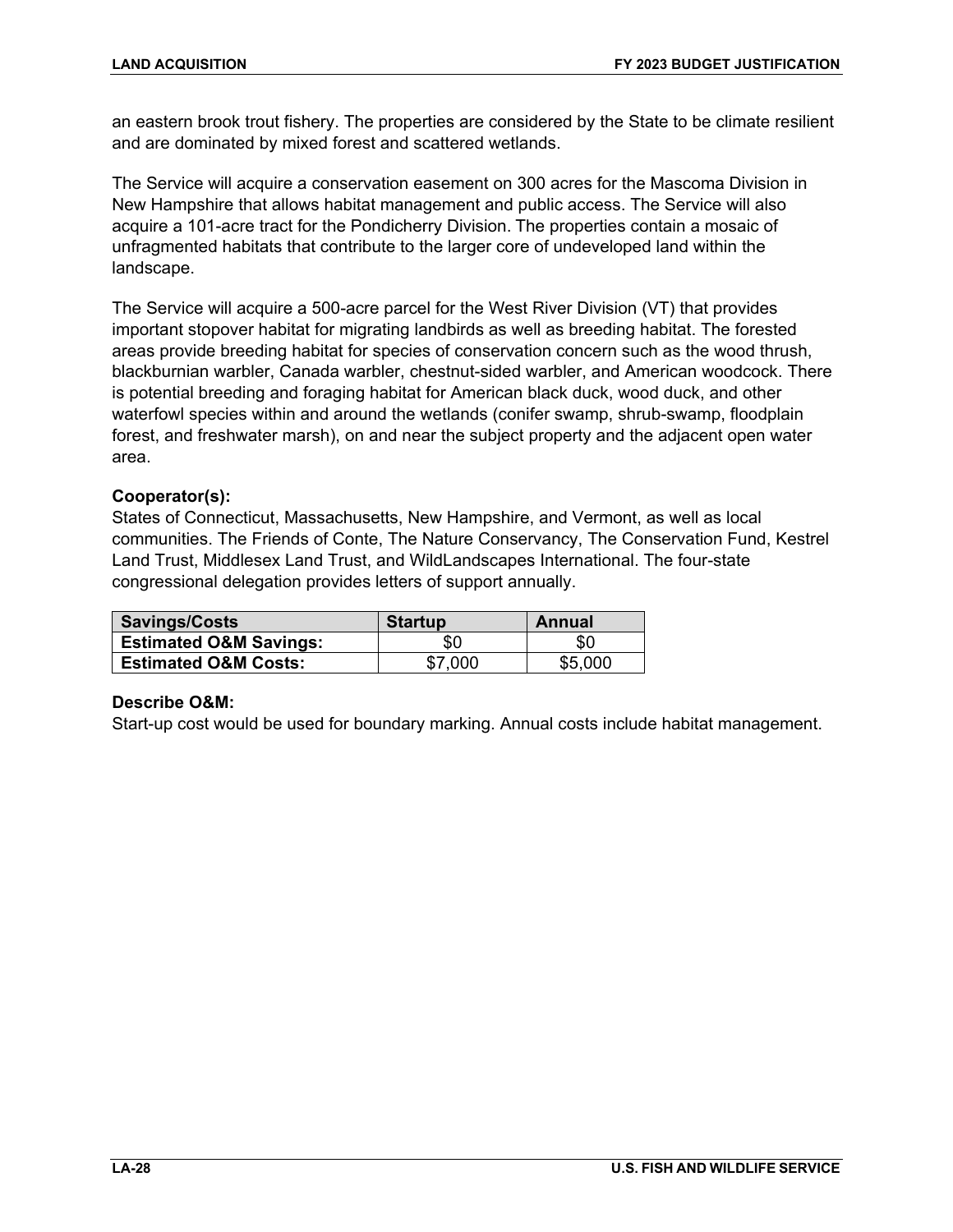an eastern brook trout fishery. The properties are considered by the State to be climate resilient and are dominated by mixed forest and scattered wetlands.

The Service will acquire a conservation easement on 300 acres for the Mascoma Division in New Hampshire that allows habitat management and public access. The Service will also acquire a 101-acre tract for the Pondicherry Division. The properties contain a mosaic of unfragmented habitats that contribute to the larger core of undeveloped land within the landscape.

The Service will acquire a 500-acre parcel for the West River Division (VT) that provides important stopover habitat for migrating landbirds as well as breeding habitat. The forested areas provide breeding habitat for species of conservation concern such as the wood thrush, blackburnian warbler, Canada warbler, chestnut-sided warbler, and American woodcock. There is potential breeding and foraging habitat for American black duck, wood duck, and other waterfowl species within and around the wetlands (conifer swamp, shrub-swamp, floodplain forest, and freshwater marsh), on and near the subject property and the adjacent open water area.

**Cooperator(s):**
States of Connecticut, Massachusetts, New Hampshire, and Vermont, as well as local communities. The Friends of Conte, The Nature Conservancy, The Conservation Fund, Kestrel Land Trust, Middlesex Land Trust, and WildLandscapes International. The four-state congressional delegation provides letters of support annually.

| Savings/Costs | Startup | Annual |
|---|---|---|
| **Estimated O&M Savings:** | $0 | $0 |
| **Estimated O&M Costs:** | $7,000 | $5,000 |

**Describe O&M:**
Start-up cost would be used for boundary marking. Annual costs include habitat management.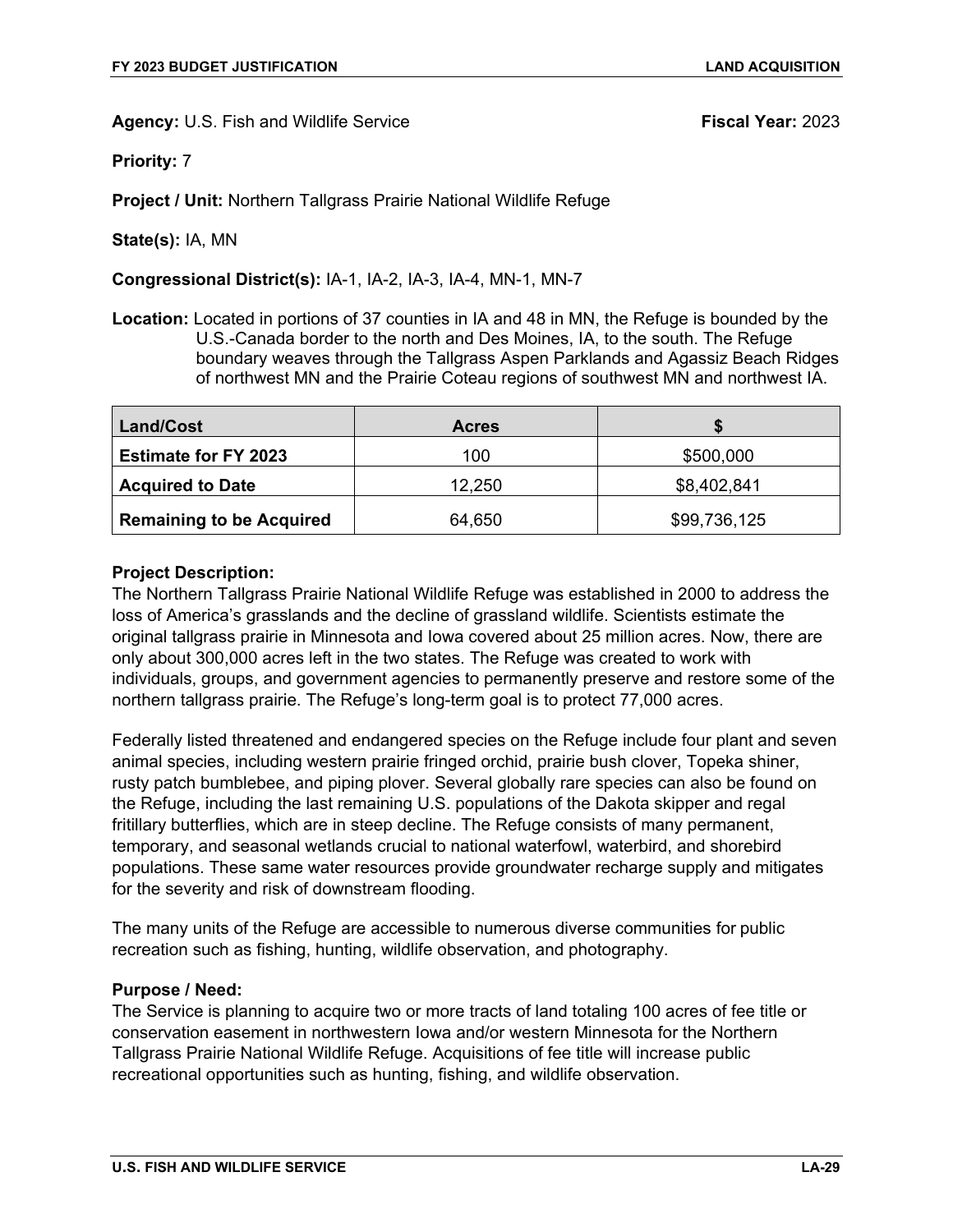**Agency:** U.S. Fish and Wildlife Service **Fiscal Year:** 2023

**Priority:** 7

**Project / Unit:** Northern Tallgrass Prairie National Wildlife Refuge

**State(s):** IA, MN

**Congressional District(s):** IA-1, IA-2, IA-3, IA-4, MN-1, MN-7

**Location:** Located in portions of 37 counties in IA and 48 in MN, the Refuge is bounded by the U.S.-Canada border to the north and Des Moines, IA, to the south. The Refuge boundary weaves through the Tallgrass Aspen Parklands and Agassiz Beach Ridges of northwest MN and the Prairie Coteau regions of southwest MN and northwest IA.

| Land/Cost | Acres | $ |
|---|---|---|
| **Estimate for FY 2023** | 100 | $500,000 |
| **Acquired to Date** | 12,250 | $8,402,841 |
| **Remaining to be Acquired** | 64,650 | $99,736,125 |

**Project Description:**

The Northern Tallgrass Prairie National Wildlife Refuge was established in 2000 to address the loss of America's grasslands and the decline of grassland wildlife. Scientists estimate the original tallgrass prairie in Minnesota and Iowa covered about 25 million acres. Now, there are only about 300,000 acres left in the two states. The Refuge was created to work with individuals, groups, and government agencies to permanently preserve and restore some of the northern tallgrass prairie. The Refuge's long-term goal is to protect 77,000 acres.

Federally listed threatened and endangered species on the Refuge include four plant and seven animal species, including western prairie fringed orchid, prairie bush clover, Topeka shiner, rusty patch bumblebee, and piping plover. Several globally rare species can also be found on the Refuge, including the last remaining U.S. populations of the Dakota skipper and regal fritillary butterflies, which are in steep decline. The Refuge consists of many permanent, temporary, and seasonal wetlands crucial to national waterfowl, waterbird, and shorebird populations. These same water resources provide groundwater recharge supply and mitigates for the severity and risk of downstream flooding.

The many units of the Refuge are accessible to numerous diverse communities for public recreation such as fishing, hunting, wildlife observation, and photography.

**Purpose / Need:**

The Service is planning to acquire two or more tracts of land totaling 100 acres of fee title or conservation easement in northwestern Iowa and/or western Minnesota for the Northern Tallgrass Prairie National Wildlife Refuge. Acquisitions of fee title will increase public recreational opportunities such as hunting, fishing, and wildlife observation.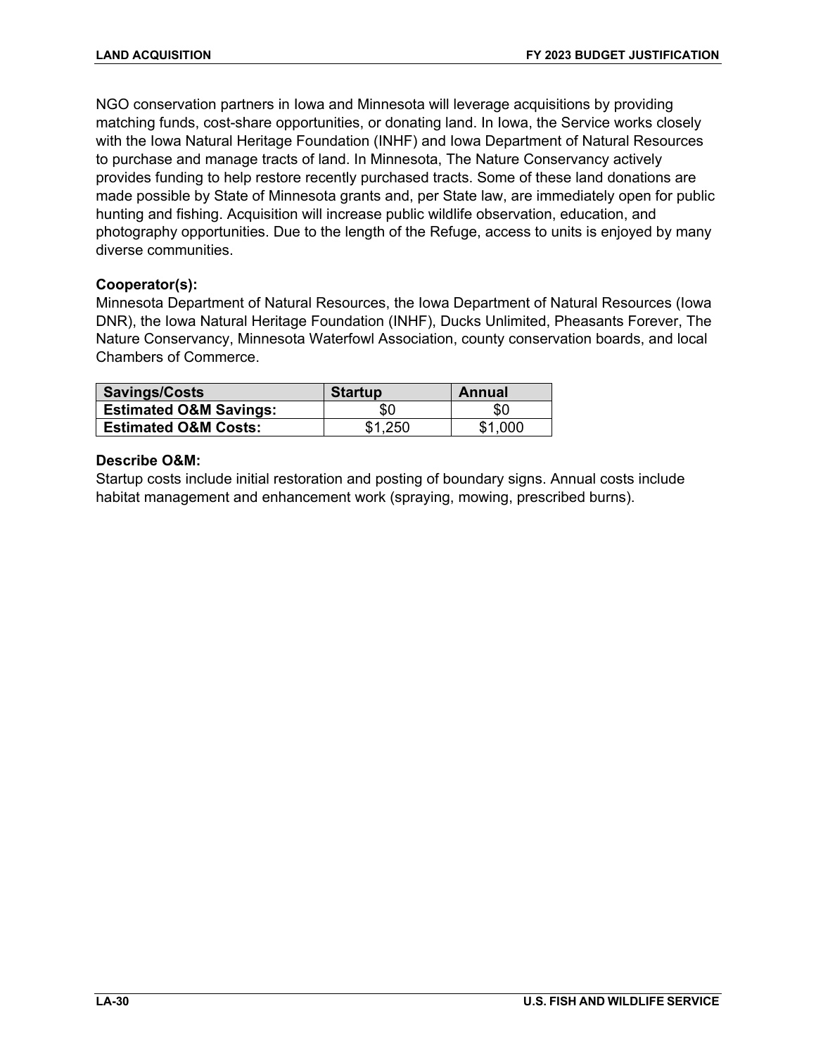NGO conservation partners in Iowa and Minnesota will leverage acquisitions by providing matching funds, cost-share opportunities, or donating land. In Iowa, the Service works closely with the Iowa Natural Heritage Foundation (INHF) and Iowa Department of Natural Resources to purchase and manage tracts of land. In Minnesota, The Nature Conservancy actively provides funding to help restore recently purchased tracts. Some of these land donations are made possible by State of Minnesota grants and, per State law, are immediately open for public hunting and fishing. Acquisition will increase public wildlife observation, education, and photography opportunities. Due to the length of the Refuge, access to units is enjoyed by many diverse communities.

**Cooperator(s):**
Minnesota Department of Natural Resources, the Iowa Department of Natural Resources (Iowa DNR), the Iowa Natural Heritage Foundation (INHF), Ducks Unlimited, Pheasants Forever, The Nature Conservancy, Minnesota Waterfowl Association, county conservation boards, and local Chambers of Commerce.

| Savings/Costs | Startup | Annual |
| --- | --- | --- |
| **Estimated O&M Savings:** | $0 | $0 |
| **Estimated O&M Costs:** | $1,250 | $1,000 |

**Describe O&M:**
Startup costs include initial restoration and posting of boundary signs. Annual costs include habitat management and enhancement work (spraying, mowing, prescribed burns).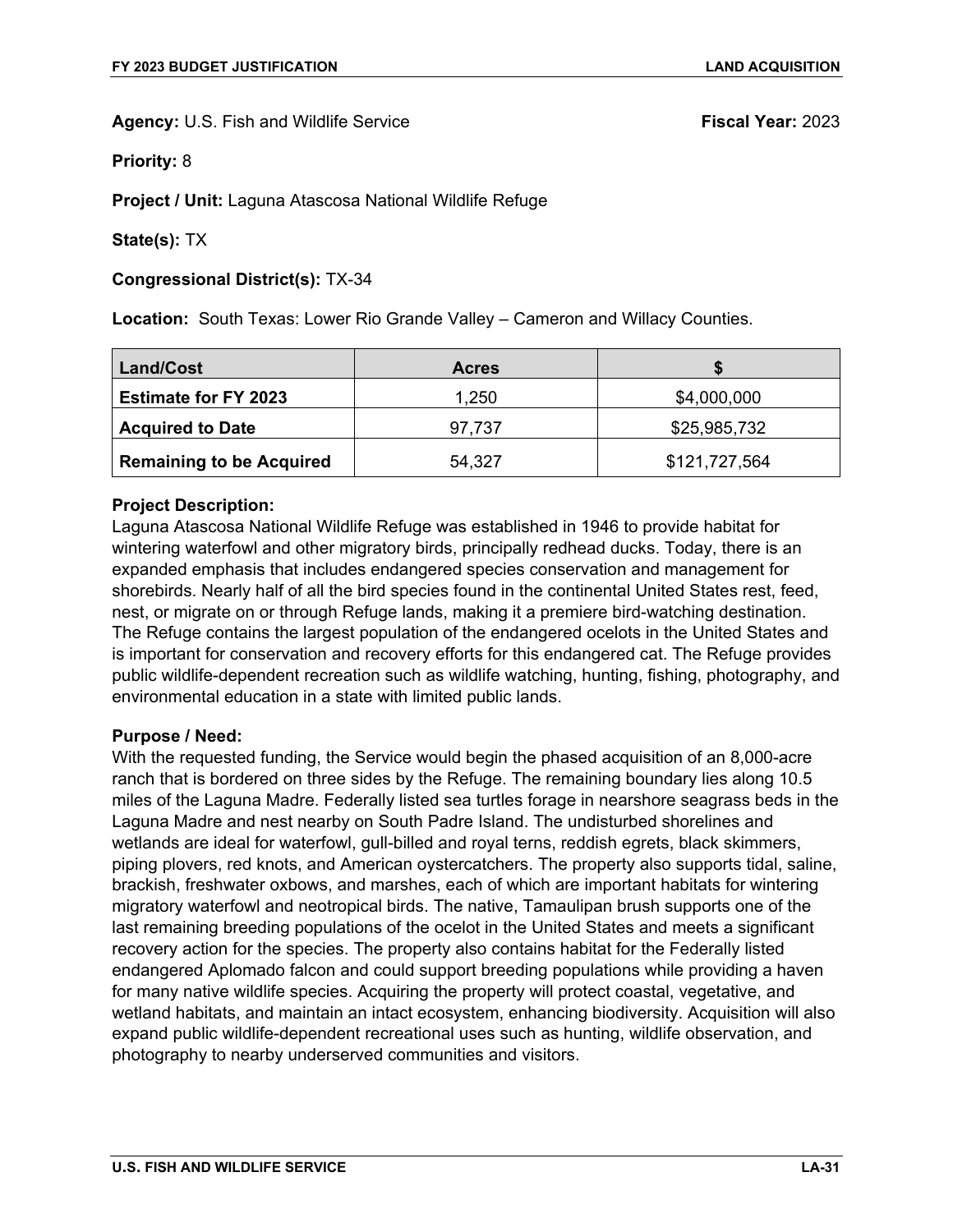**Agency:** U.S. Fish and Wildlife Service **Fiscal Year:** 2023

**Priority:** 8

**Project / Unit:** Laguna Atascosa National Wildlife Refuge

**State(s):** TX

**Congressional District(s):** TX-34

**Location:** South Texas: Lower Rio Grande Valley – Cameron and Willacy Counties.

| Land/Cost | Acres | $ |
| --- | --- | --- |
| **Estimate for FY 2023** | 1,250 | $4,000,000 |
| **Acquired to Date** | 97,737 | $25,985,732 |
| **Remaining to be Acquired** | 54,327 | $121,727,564 |

**Project Description:**
Laguna Atascosa National Wildlife Refuge was established in 1946 to provide habitat for wintering waterfowl and other migratory birds, principally redhead ducks. Today, there is an expanded emphasis that includes endangered species conservation and management for shorebirds. Nearly half of all the bird species found in the continental United States rest, feed, nest, or migrate on or through Refuge lands, making it a premiere bird-watching destination. The Refuge contains the largest population of the endangered ocelots in the United States and is important for conservation and recovery efforts for this endangered cat. The Refuge provides public wildlife-dependent recreation such as wildlife watching, hunting, fishing, photography, and environmental education in a state with limited public lands.

**Purpose / Need:**
With the requested funding, the Service would begin the phased acquisition of an 8,000-acre ranch that is bordered on three sides by the Refuge. The remaining boundary lies along 10.5 miles of the Laguna Madre. Federally listed sea turtles forage in nearshore seagrass beds in the Laguna Madre and nest nearby on South Padre Island. The undisturbed shorelines and wetlands are ideal for waterfowl, gull-billed and royal terns, reddish egrets, black skimmers, piping plovers, red knots, and American oystercatchers. The property also supports tidal, saline, brackish, freshwater oxbows, and marshes, each of which are important habitats for wintering migratory waterfowl and neotropical birds. The native, Tamaulipan brush supports one of the last remaining breeding populations of the ocelot in the United States and meets a significant recovery action for the species. The property also contains habitat for the Federally listed endangered Aplomado falcon and could support breeding populations while providing a haven for many native wildlife species. Acquiring the property will protect coastal, vegetative, and wetland habitats, and maintain an intact ecosystem, enhancing biodiversity. Acquisition will also expand public wildlife-dependent recreational uses such as hunting, wildlife observation, and photography to nearby underserved communities and visitors.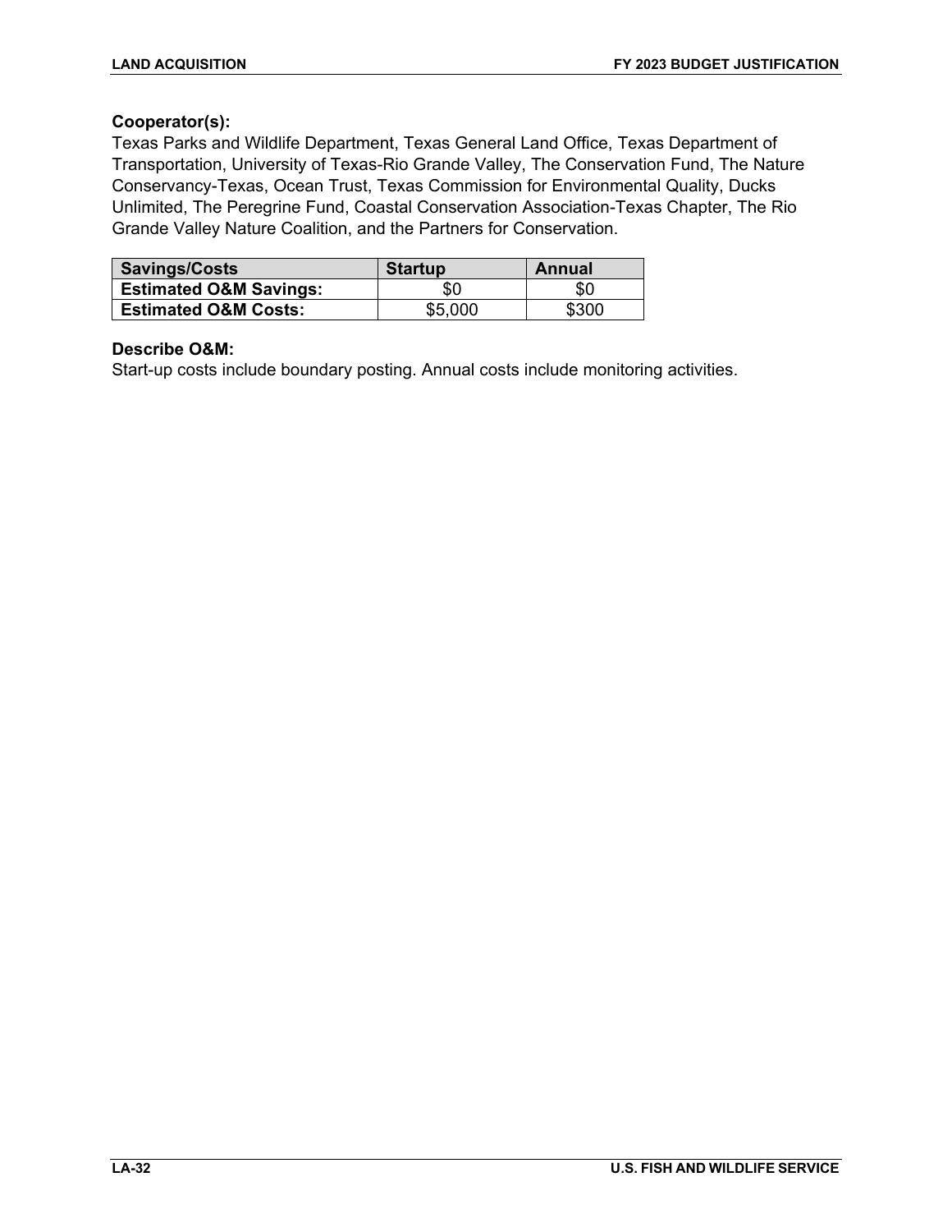**Cooperator(s):**
Texas Parks and Wildlife Department, Texas General Land Office, Texas Department of Transportation, University of Texas-Rio Grande Valley, The Conservation Fund, The Nature Conservancy-Texas, Ocean Trust, Texas Commission for Environmental Quality, Ducks Unlimited, The Peregrine Fund, Coastal Conservation Association-Texas Chapter, The Rio Grande Valley Nature Coalition, and the Partners for Conservation.

| Savings/Costs | Startup | Annual |
|---|---|---|
| **Estimated O&M Savings:** | $0 | $0 |
| **Estimated O&M Costs:** | $5,000 | $300 |

**Describe O&M:**
Start-up costs include boundary posting. Annual costs include monitoring activities.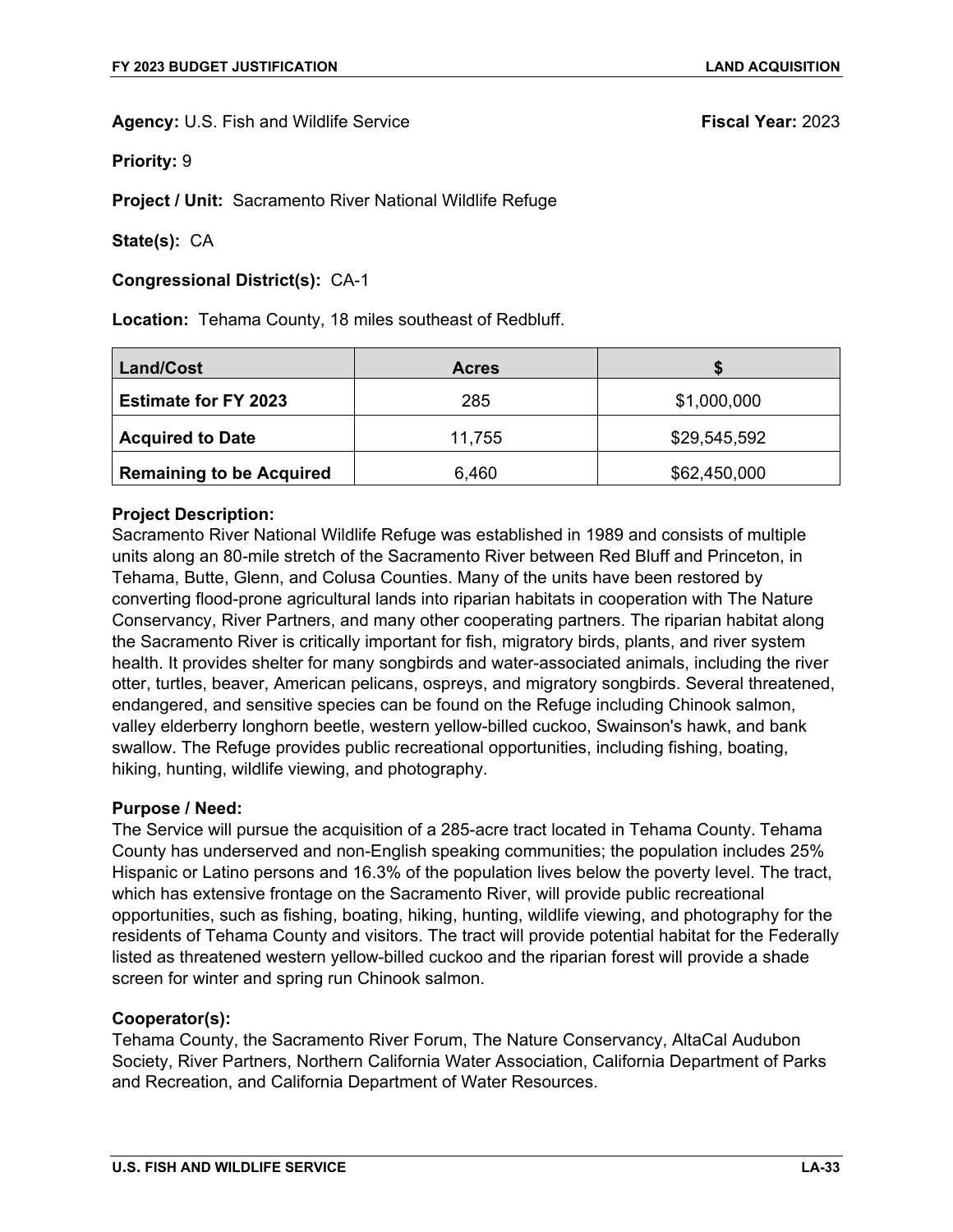**Agency:** U.S. Fish and Wildlife Service **Fiscal Year:** 2023

**Priority:** 9

**Project / Unit:** Sacramento River National Wildlife Refuge

**State(s):** CA

**Congressional District(s):** CA-1

**Location:** Tehama County, 18 miles southeast of Redbluff.

| Land/Cost | Acres | $ |
|---|---|---|
| **Estimate for FY 2023** | 285 | $1,000,000 |
| **Acquired to Date** | 11,755 | $29,545,592 |
| **Remaining to be Acquired** | 6,460 | $62,450,000 |

**Project Description:**
Sacramento River National Wildlife Refuge was established in 1989 and consists of multiple units along an 80-mile stretch of the Sacramento River between Red Bluff and Princeton, in Tehama, Butte, Glenn, and Colusa Counties. Many of the units have been restored by converting flood-prone agricultural lands into riparian habitats in cooperation with The Nature Conservancy, River Partners, and many other cooperating partners. The riparian habitat along the Sacramento River is critically important for fish, migratory birds, plants, and river system health. It provides shelter for many songbirds and water-associated animals, including the river otter, turtles, beaver, American pelicans, ospreys, and migratory songbirds. Several threatened, endangered, and sensitive species can be found on the Refuge including Chinook salmon, valley elderberry longhorn beetle, western yellow-billed cuckoo, Swainson's hawk, and bank swallow. The Refuge provides public recreational opportunities, including fishing, boating, hiking, hunting, wildlife viewing, and photography.

**Purpose / Need:**
The Service will pursue the acquisition of a 285-acre tract located in Tehama County. Tehama County has underserved and non-English speaking communities; the population includes 25% Hispanic or Latino persons and 16.3% of the population lives below the poverty level. The tract, which has extensive frontage on the Sacramento River, will provide public recreational opportunities, such as fishing, boating, hiking, hunting, wildlife viewing, and photography for the residents of Tehama County and visitors. The tract will provide potential habitat for the Federally listed as threatened western yellow-billed cuckoo and the riparian forest will provide a shade screen for winter and spring run Chinook salmon.

**Cooperator(s):**
Tehama County, the Sacramento River Forum, The Nature Conservancy, AltaCal Audubon Society, River Partners, Northern California Water Association, California Department of Parks and Recreation, and California Department of Water Resources.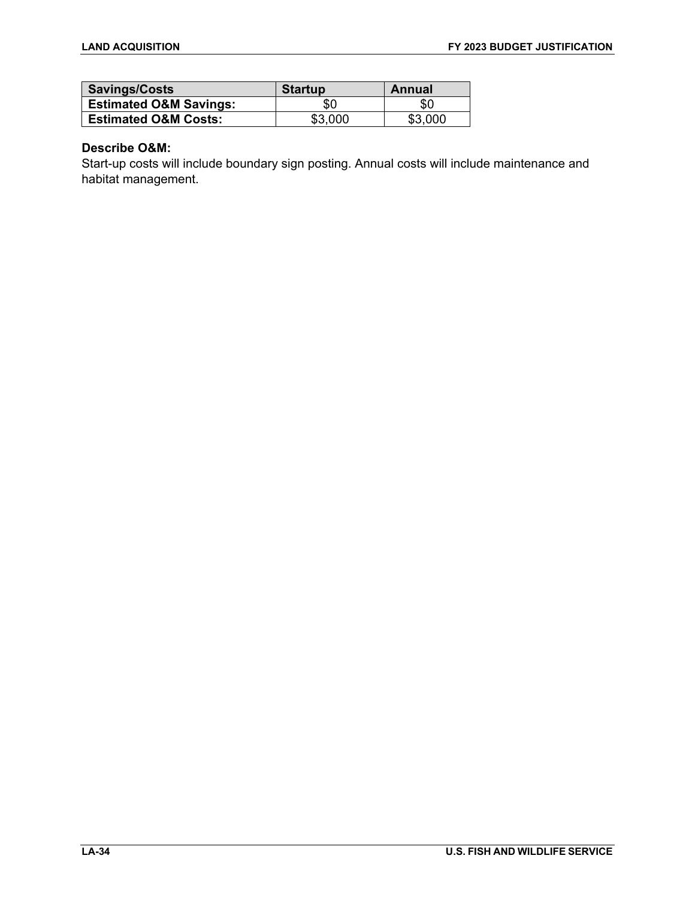| Savings/Costs | Startup | Annual |
| --- | --- | --- |
| **Estimated O&M Savings:** | $0 | $0 |
| **Estimated O&M Costs:** | $3,000 | $3,000 |

**Describe O&M:**
Start-up costs will include boundary sign posting. Annual costs will include maintenance and habitat management.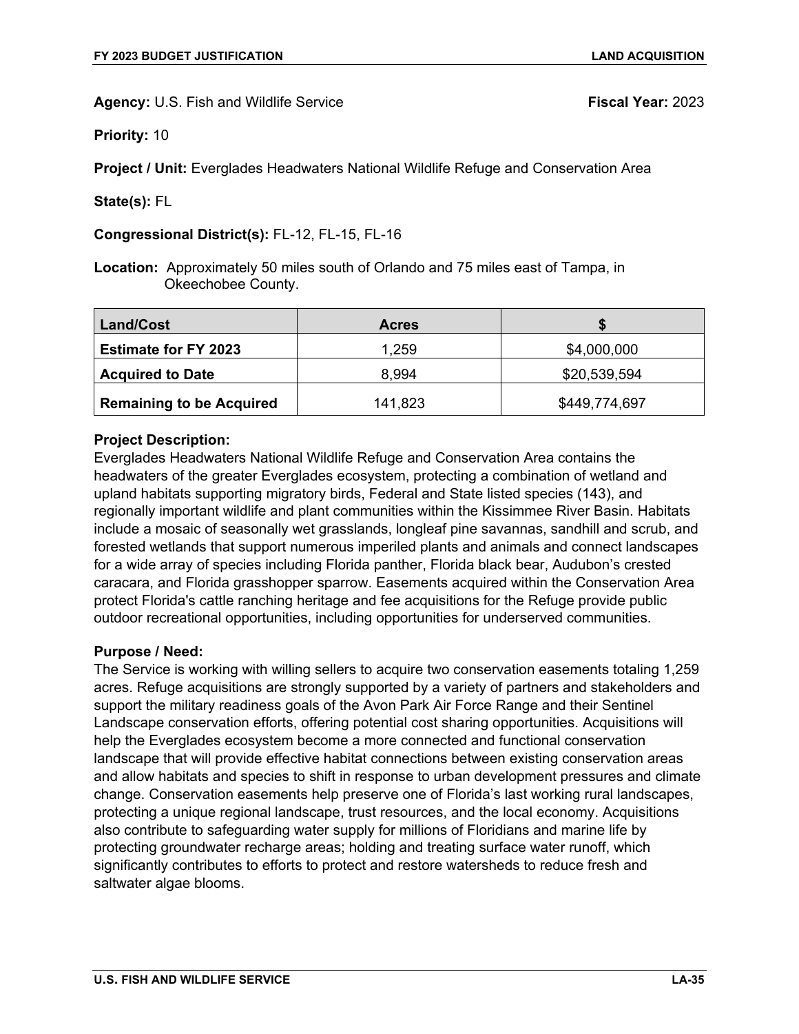**Agency:** U.S. Fish and Wildlife Service **Fiscal Year:** 2023

**Priority:** 10

**Project / Unit:** Everglades Headwaters National Wildlife Refuge and Conservation Area

**State(s):** FL

**Congressional District(s):** FL-12, FL-15, FL-16

**Location:** Approximately 50 miles south of Orlando and 75 miles east of Tampa, in Okeechobee County.

| Land/Cost | Acres | $ |
|---|---|---|
| **Estimate for FY 2023** | 1,259 | $4,000,000 |
| **Acquired to Date** | 8,994 | $20,539,594 |
| **Remaining to be Acquired** | 141,823 | $449,774,697 |

**Project Description:**
Everglades Headwaters National Wildlife Refuge and Conservation Area contains the headwaters of the greater Everglades ecosystem, protecting a combination of wetland and upland habitats supporting migratory birds, Federal and State listed species (143), and regionally important wildlife and plant communities within the Kissimmee River Basin. Habitats include a mosaic of seasonally wet grasslands, longleaf pine savannas, sandhill and scrub, and forested wetlands that support numerous imperiled plants and animals and connect landscapes for a wide array of species including Florida panther, Florida black bear, Audubon's crested caracara, and Florida grasshopper sparrow. Easements acquired within the Conservation Area protect Florida's cattle ranching heritage and fee acquisitions for the Refuge provide public outdoor recreational opportunities, including opportunities for underserved communities.

**Purpose / Need:**
The Service is working with willing sellers to acquire two conservation easements totaling 1,259 acres. Refuge acquisitions are strongly supported by a variety of partners and stakeholders and support the military readiness goals of the Avon Park Air Force Range and their Sentinel Landscape conservation efforts, offering potential cost sharing opportunities. Acquisitions will help the Everglades ecosystem become a more connected and functional conservation landscape that will provide effective habitat connections between existing conservation areas and allow habitats and species to shift in response to urban development pressures and climate change. Conservation easements help preserve one of Florida's last working rural landscapes, protecting a unique regional landscape, trust resources, and the local economy. Acquisitions also contribute to safeguarding water supply for millions of Floridians and marine life by protecting groundwater recharge areas; holding and treating surface water runoff, which significantly contributes to efforts to protect and restore watersheds to reduce fresh and saltwater algae blooms.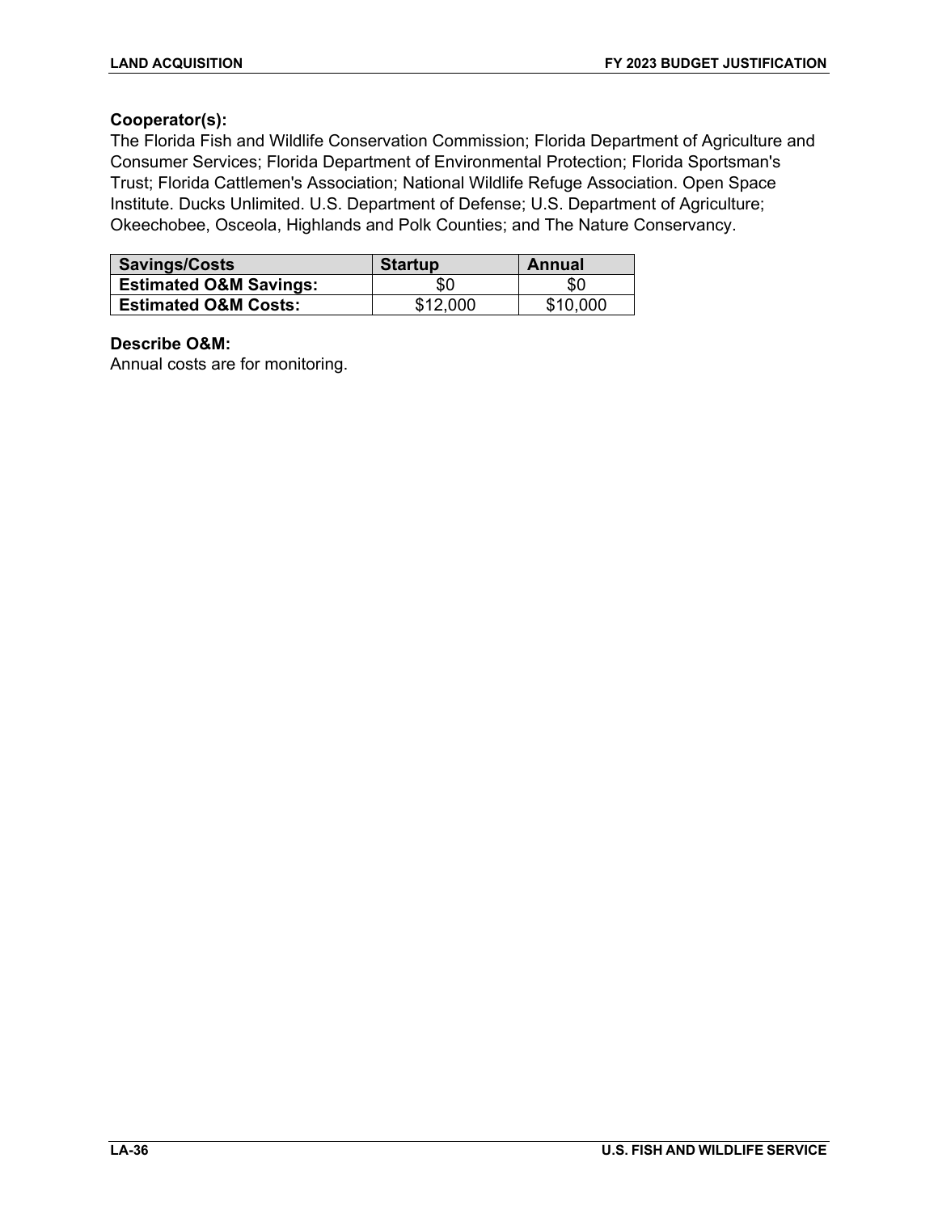**Cooperator(s):**
The Florida Fish and Wildlife Conservation Commission; Florida Department of Agriculture and Consumer Services; Florida Department of Environmental Protection; Florida Sportsman's Trust; Florida Cattlemen's Association; National Wildlife Refuge Association. Open Space Institute. Ducks Unlimited. U.S. Department of Defense; U.S. Department of Agriculture; Okeechobee, Osceola, Highlands and Polk Counties; and The Nature Conservancy.

| Savings/Costs | Startup | Annual |
| --- | --- | --- |
| **Estimated O&M Savings:** | $0 | $0 |
| **Estimated O&M Costs:** | $12,000 | $10,000 |

**Describe O&M:**
Annual costs are for monitoring.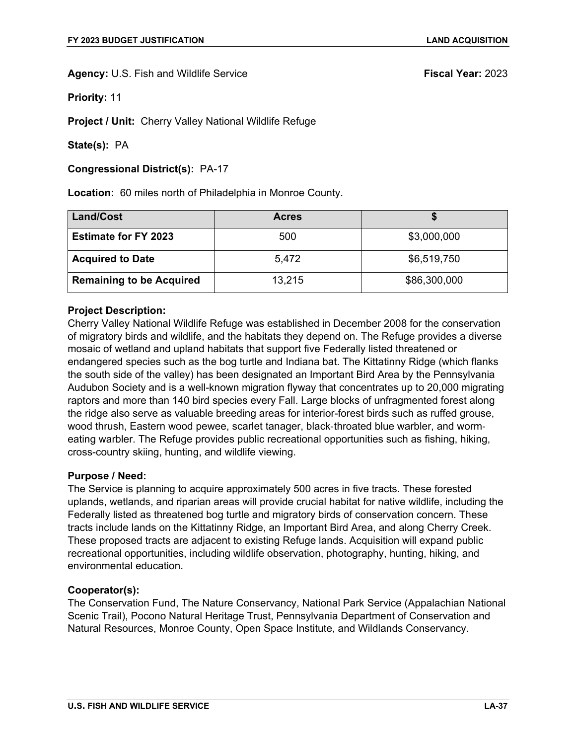**Agency:** U.S. Fish and Wildlife Service **Fiscal Year:** 2023

**Priority:** 11

**Project / Unit:** Cherry Valley National Wildlife Refuge

**State(s):** PA

**Congressional District(s):** PA-17

**Location:** 60 miles north of Philadelphia in Monroe County.

| Land/Cost | Acres | $ |
|---|---|---|
| **Estimate for FY 2023** | 500 | $3,000,000 |
| **Acquired to Date** | 5,472 | $6,519,750 |
| **Remaining to be Acquired** | 13,215 | $86,300,000 |

**Project Description:**
Cherry Valley National Wildlife Refuge was established in December 2008 for the conservation of migratory birds and wildlife, and the habitats they depend on. The Refuge provides a diverse mosaic of wetland and upland habitats that support five Federally listed threatened or endangered species such as the bog turtle and Indiana bat. The Kittatinny Ridge (which flanks the south side of the valley) has been designated an Important Bird Area by the Pennsylvania Audubon Society and is a well-known migration flyway that concentrates up to 20,000 migrating raptors and more than 140 bird species every Fall. Large blocks of unfragmented forest along the ridge also serve as valuable breeding areas for interior-forest birds such as ruffed grouse, wood thrush, Eastern wood pewee, scarlet tanager, black-throated blue warbler, and worm-eating warbler. The Refuge provides public recreational opportunities such as fishing, hiking, cross-country skiing, hunting, and wildlife viewing.

**Purpose / Need:**
The Service is planning to acquire approximately 500 acres in five tracts. These forested uplands, wetlands, and riparian areas will provide crucial habitat for native wildlife, including the Federally listed as threatened bog turtle and migratory birds of conservation concern. These tracts include lands on the Kittatinny Ridge, an Important Bird Area, and along Cherry Creek. These proposed tracts are adjacent to existing Refuge lands. Acquisition will expand public recreational opportunities, including wildlife observation, photography, hunting, hiking, and environmental education.

**Cooperator(s):**
The Conservation Fund, The Nature Conservancy, National Park Service (Appalachian National Scenic Trail), Pocono Natural Heritage Trust, Pennsylvania Department of Conservation and Natural Resources, Monroe County, Open Space Institute, and Wildlands Conservancy.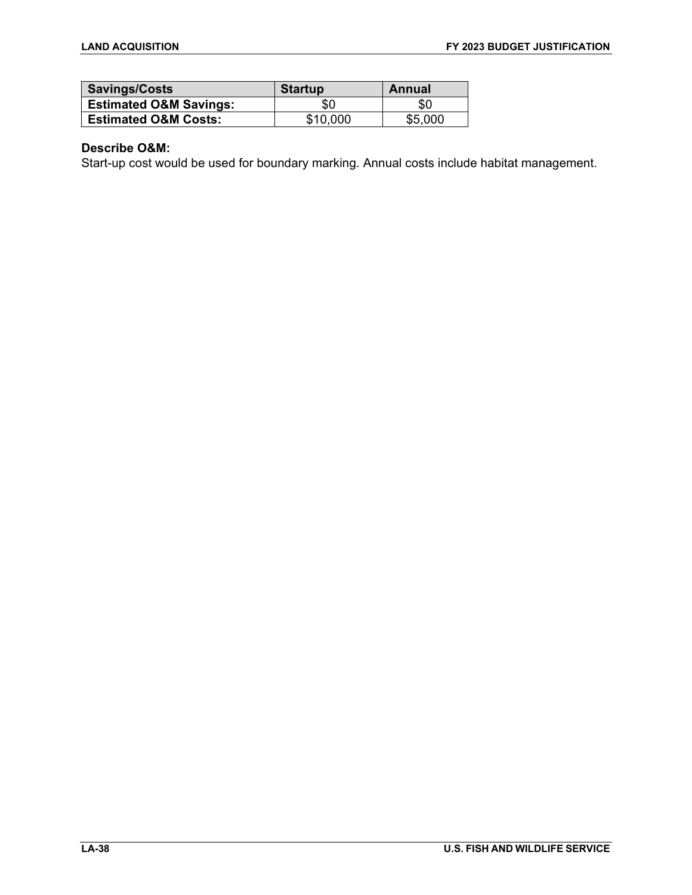| Savings/Costs | Startup | Annual |
| --- | --- | --- |
| **Estimated O&M Savings:** | $0 | $0 |
| **Estimated O&M Costs:** | $10,000 | $5,000 |

**Describe O&M:**
Start-up cost would be used for boundary marking. Annual costs include habitat management.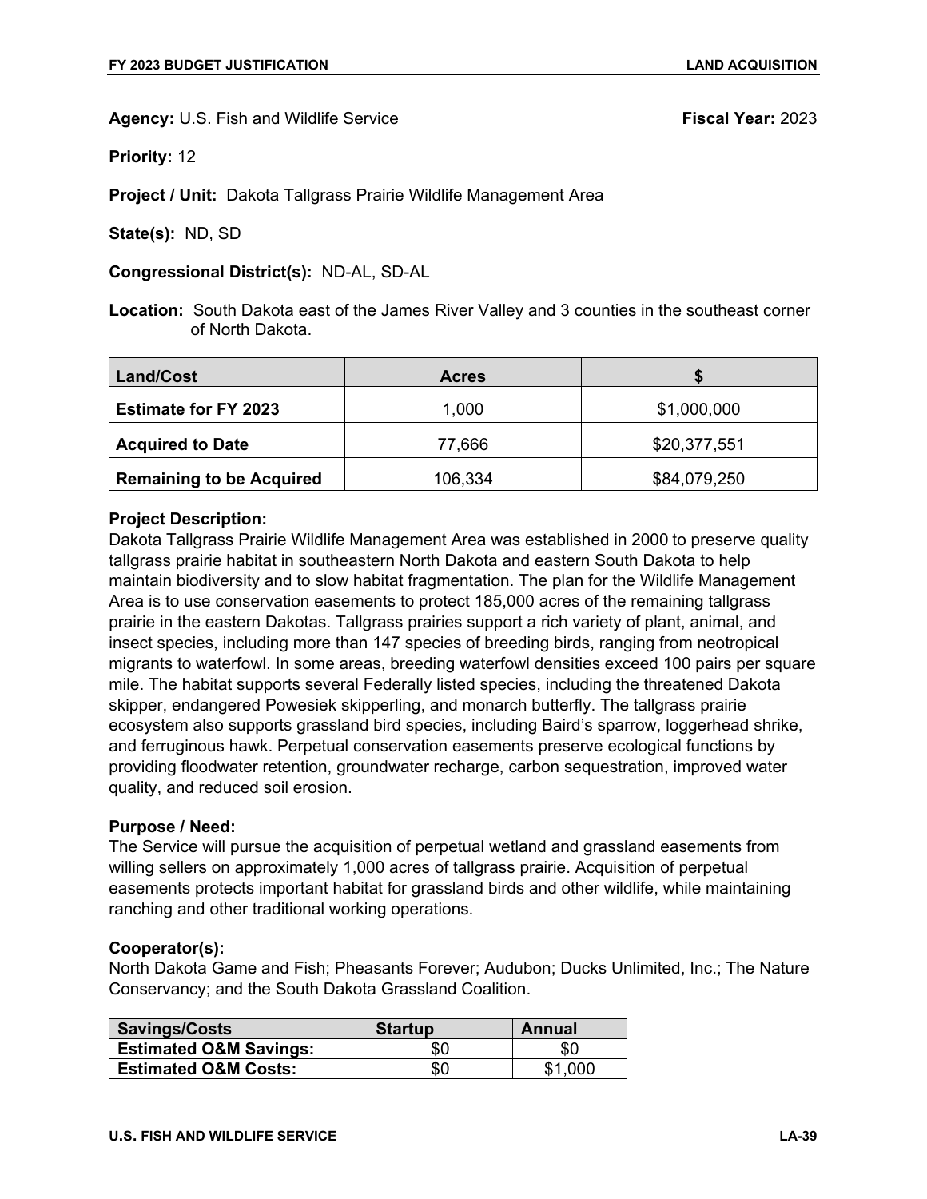**Agency:** U.S. Fish and Wildlife Service **Fiscal Year:** 2023

**Priority:** 12

**Project / Unit:** Dakota Tallgrass Prairie Wildlife Management Area

**State(s):** ND, SD

**Congressional District(s):** ND-AL, SD-AL

**Location:** South Dakota east of the James River Valley and 3 counties in the southeast corner of North Dakota.

| Land/Cost | Acres | $ |
| --- | --- | --- |
| **Estimate for FY 2023** | 1,000 | $1,000,000 |
| **Acquired to Date** | 77,666 | $20,377,551 |
| **Remaining to be Acquired** | 106,334 | $84,079,250 |

**Project Description:**
Dakota Tallgrass Prairie Wildlife Management Area was established in 2000 to preserve quality tallgrass prairie habitat in southeastern North Dakota and eastern South Dakota to help maintain biodiversity and to slow habitat fragmentation. The plan for the Wildlife Management Area is to use conservation easements to protect 185,000 acres of the remaining tallgrass prairie in the eastern Dakotas. Tallgrass prairies support a rich variety of plant, animal, and insect species, including more than 147 species of breeding birds, ranging from neotropical migrants to waterfowl. In some areas, breeding waterfowl densities exceed 100 pairs per square mile. The habitat supports several Federally listed species, including the threatened Dakota skipper, endangered Powesiek skipperling, and monarch butterfly. The tallgrass prairie ecosystem also supports grassland bird species, including Baird's sparrow, loggerhead shrike, and ferruginous hawk. Perpetual conservation easements preserve ecological functions by providing floodwater retention, groundwater recharge, carbon sequestration, improved water quality, and reduced soil erosion.

**Purpose / Need:**
The Service will pursue the acquisition of perpetual wetland and grassland easements from willing sellers on approximately 1,000 acres of tallgrass prairie. Acquisition of perpetual easements protects important habitat for grassland birds and other wildlife, while maintaining ranching and other traditional working operations.

**Cooperator(s):**
North Dakota Game and Fish; Pheasants Forever; Audubon; Ducks Unlimited, Inc.; The Nature Conservancy; and the South Dakota Grassland Coalition.

| Savings/Costs | Startup | Annual |
| --- | --- | --- |
| **Estimated O&M Savings:** | $0 | $0 |
| **Estimated O&M Costs:** | $0 | $1,000 |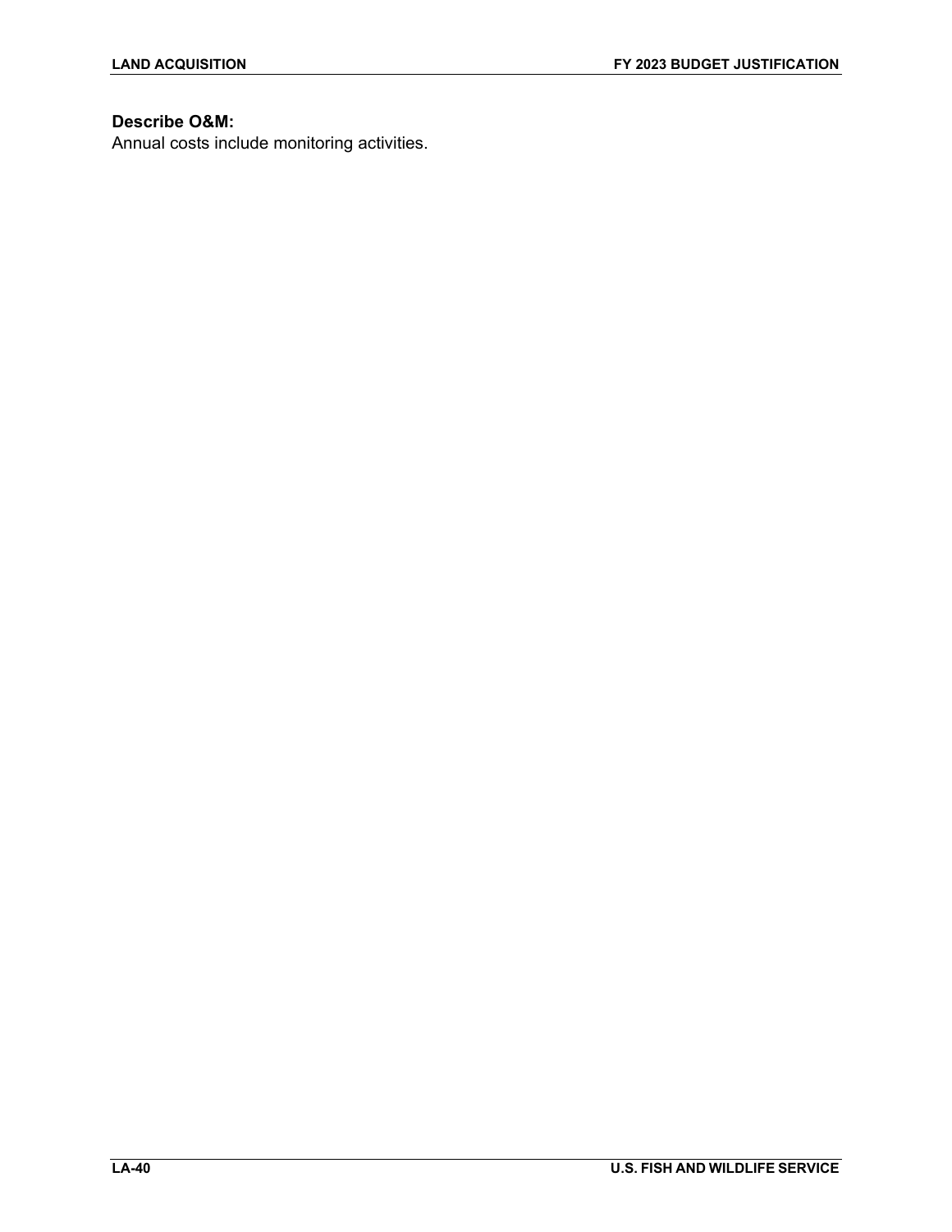**Describe O&M:**
Annual costs include monitoring activities.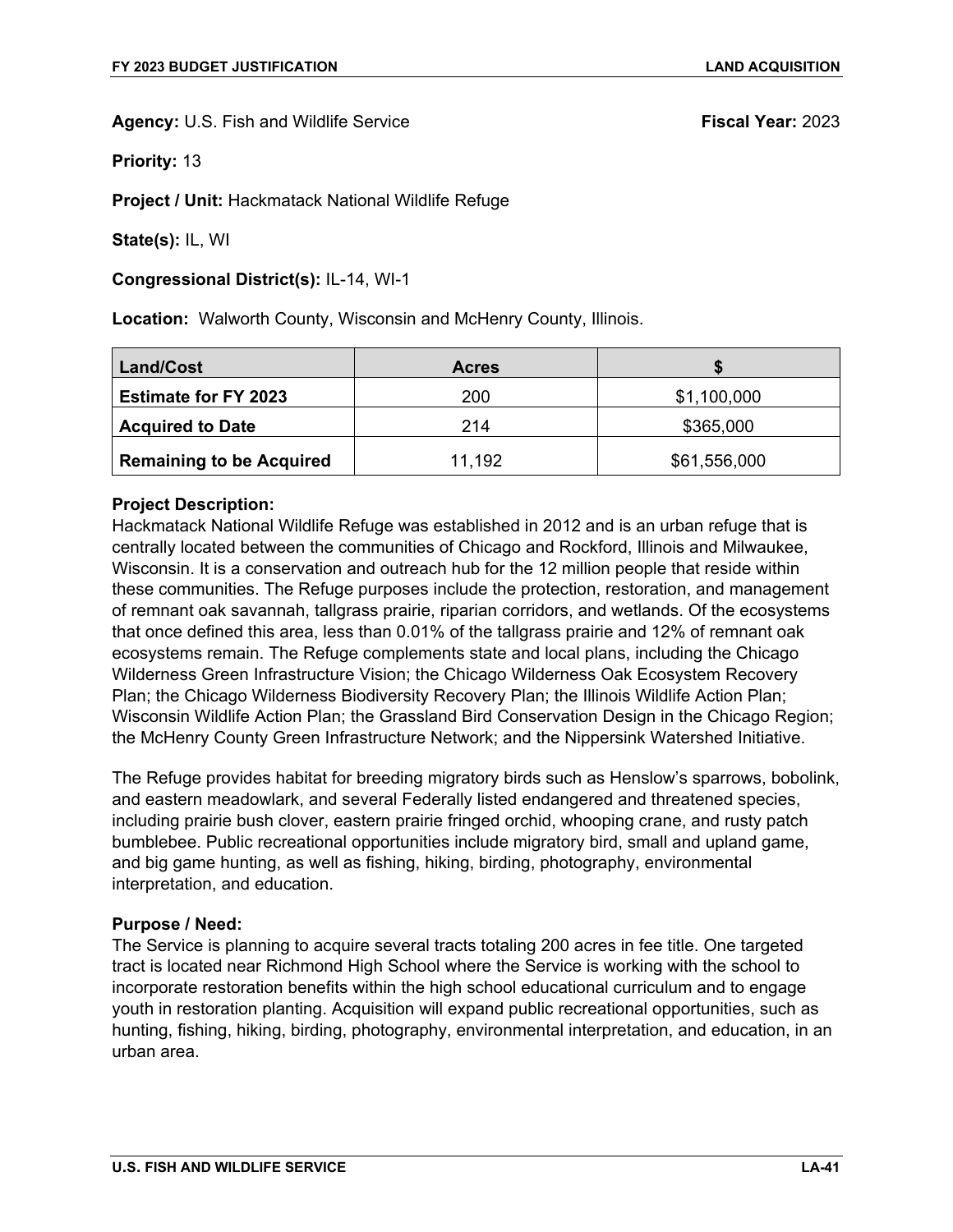**Agency:** U.S. Fish and Wildlife Service **Fiscal Year:** 2023

**Priority:** 13

**Project / Unit:** Hackmatack National Wildlife Refuge

**State(s):** IL, WI

**Congressional District(s):** IL-14, WI-1

**Location:** Walworth County, Wisconsin and McHenry County, Illinois.

| Land/Cost | Acres | $ |
|---|---|---|
| **Estimate for FY 2023** | 200 | $1,100,000 |
| **Acquired to Date** | 214 | $365,000 |
| **Remaining to be Acquired** | 11,192 | $61,556,000 |

**Project Description:**
Hackmatack National Wildlife Refuge was established in 2012 and is an urban refuge that is centrally located between the communities of Chicago and Rockford, Illinois and Milwaukee, Wisconsin. It is a conservation and outreach hub for the 12 million people that reside within these communities. The Refuge purposes include the protection, restoration, and management of remnant oak savannah, tallgrass prairie, riparian corridors, and wetlands. Of the ecosystems that once defined this area, less than 0.01% of the tallgrass prairie and 12% of remnant oak ecosystems remain. The Refuge complements state and local plans, including the Chicago Wilderness Green Infrastructure Vision; the Chicago Wilderness Oak Ecosystem Recovery Plan; the Chicago Wilderness Biodiversity Recovery Plan; the Illinois Wildlife Action Plan; Wisconsin Wildlife Action Plan; the Grassland Bird Conservation Design in the Chicago Region; the McHenry County Green Infrastructure Network; and the Nippersink Watershed Initiative.

The Refuge provides habitat for breeding migratory birds such as Henslow's sparrows, bobolink, and eastern meadowlark, and several Federally listed endangered and threatened species, including prairie bush clover, eastern prairie fringed orchid, whooping crane, and rusty patch bumblebee. Public recreational opportunities include migratory bird, small and upland game, and big game hunting, as well as fishing, hiking, birding, photography, environmental interpretation, and education.

**Purpose / Need:**
The Service is planning to acquire several tracts totaling 200 acres in fee title. One targeted tract is located near Richmond High School where the Service is working with the school to incorporate restoration benefits within the high school educational curriculum and to engage youth in restoration planting. Acquisition will expand public recreational opportunities, such as hunting, fishing, hiking, birding, photography, environmental interpretation, and education, in an urban area.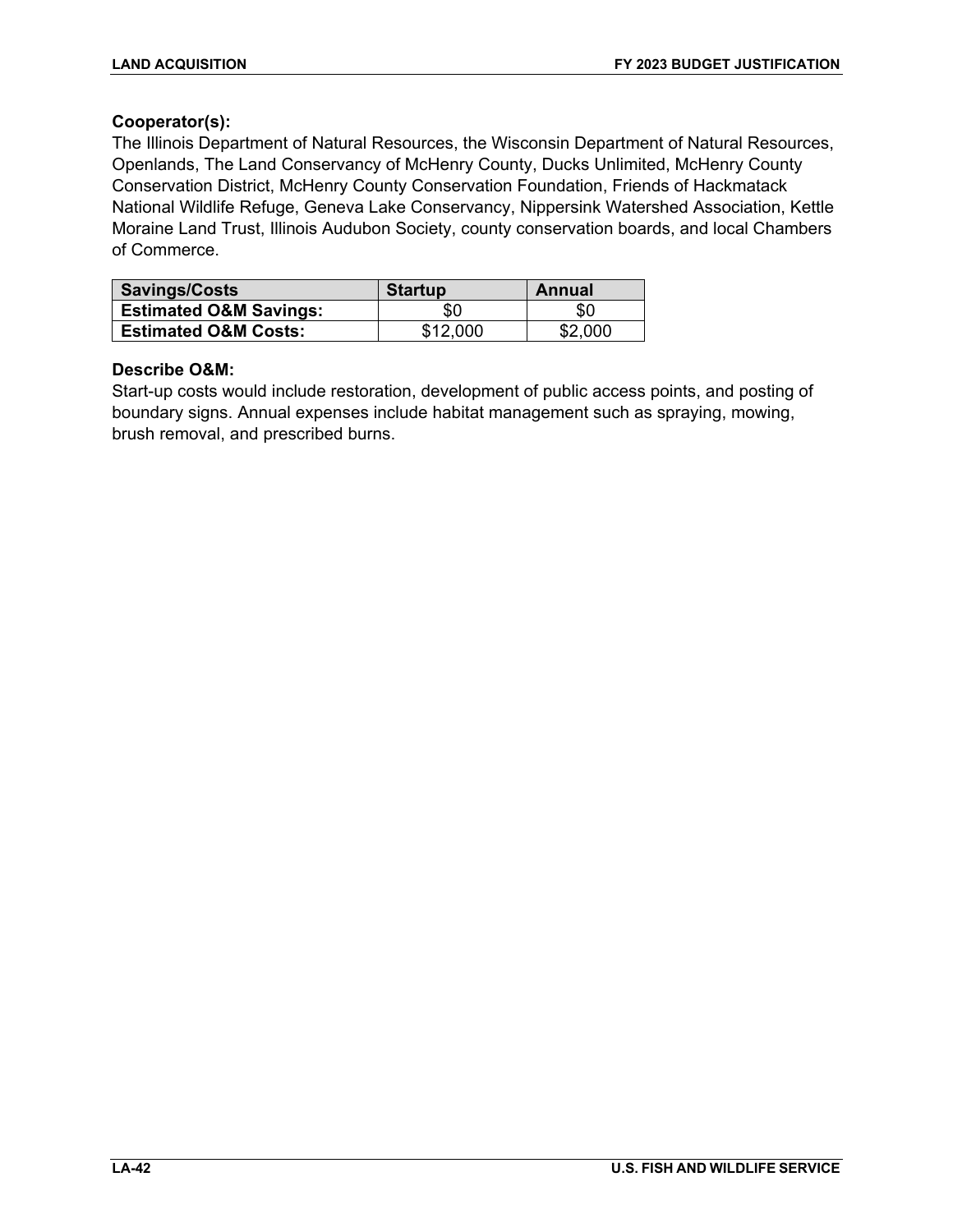**Cooperator(s):**
The Illinois Department of Natural Resources, the Wisconsin Department of Natural Resources, Openlands, The Land Conservancy of McHenry County, Ducks Unlimited, McHenry County Conservation District, McHenry County Conservation Foundation, Friends of Hackmatack National Wildlife Refuge, Geneva Lake Conservancy, Nippersink Watershed Association, Kettle Moraine Land Trust, Illinois Audubon Society, county conservation boards, and local Chambers of Commerce.

| Savings/Costs | Startup | Annual |
| --- | --- | --- |
| **Estimated O&M Savings:** | $0 | $0 |
| **Estimated O&M Costs:** | $12,000 | $2,000 |

**Describe O&M:**
Start-up costs would include restoration, development of public access points, and posting of boundary signs. Annual expenses include habitat management such as spraying, mowing, brush removal, and prescribed burns.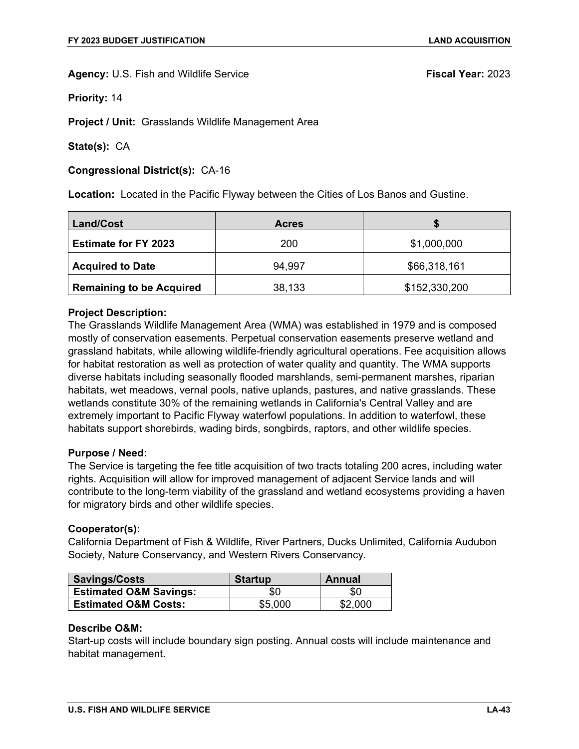**Agency:** U.S. Fish and Wildlife Service **Fiscal Year:** 2023

**Priority:** 14

**Project / Unit:** Grasslands Wildlife Management Area

**State(s):** CA

**Congressional District(s):** CA-16

**Location:** Located in the Pacific Flyway between the Cities of Los Banos and Gustine.

| Land/Cost | Acres | $ |
|---|---|---|
| **Estimate for FY 2023** | 200 | $1,000,000 |
| **Acquired to Date** | 94,997 | $66,318,161 |
| **Remaining to be Acquired** | 38,133 | $152,330,200 |

**Project Description:**
The Grasslands Wildlife Management Area (WMA) was established in 1979 and is composed mostly of conservation easements. Perpetual conservation easements preserve wetland and grassland habitats, while allowing wildlife-friendly agricultural operations. Fee acquisition allows for habitat restoration as well as protection of water quality and quantity. The WMA supports diverse habitats including seasonally flooded marshlands, semi-permanent marshes, riparian habitats, wet meadows, vernal pools, native uplands, pastures, and native grasslands. These wetlands constitute 30% of the remaining wetlands in California's Central Valley and are extremely important to Pacific Flyway waterfowl populations. In addition to waterfowl, these habitats support shorebirds, wading birds, songbirds, raptors, and other wildlife species.

**Purpose / Need:**
The Service is targeting the fee title acquisition of two tracts totaling 200 acres, including water rights. Acquisition will allow for improved management of adjacent Service lands and will contribute to the long-term viability of the grassland and wetland ecosystems providing a haven for migratory birds and other wildlife species.

**Cooperator(s):**
California Department of Fish & Wildlife, River Partners, Ducks Unlimited, California Audubon Society, Nature Conservancy, and Western Rivers Conservancy.

| Savings/Costs | Startup | Annual |
|---|---|---|
| **Estimated O&M Savings:** | $0 | $0 |
| **Estimated O&M Costs:** | $5,000 | $2,000 |

**Describe O&M:**
Start-up costs will include boundary sign posting. Annual costs will include maintenance and habitat management.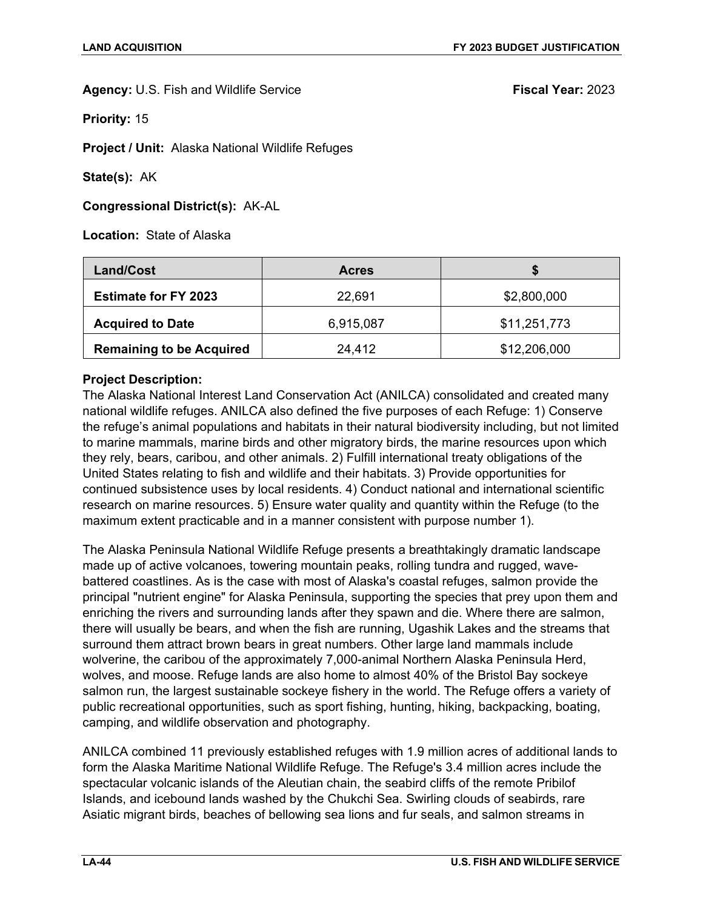**Agency:** U.S. Fish and Wildlife Service **Fiscal Year:** 2023

**Priority:** 15

**Project / Unit:** Alaska National Wildlife Refuges

**State(s):** AK

**Congressional District(s):** AK-AL

**Location:** State of Alaska

| Land/Cost | Acres | $ |
|---|---|---|
| **Estimate for FY 2023** | 22,691 | $2,800,000 |
| **Acquired to Date** | 6,915,087 | $11,251,773 |
| **Remaining to be Acquired** | 24,412 | $12,206,000 |

**Project Description:**
The Alaska National Interest Land Conservation Act (ANILCA) consolidated and created many national wildlife refuges. ANILCA also defined the five purposes of each Refuge: 1) Conserve the refuge's animal populations and habitats in their natural biodiversity including, but not limited to marine mammals, marine birds and other migratory birds, the marine resources upon which they rely, bears, caribou, and other animals. 2) Fulfill international treaty obligations of the United States relating to fish and wildlife and their habitats. 3) Provide opportunities for continued subsistence uses by local residents. 4) Conduct national and international scientific research on marine resources. 5) Ensure water quality and quantity within the Refuge (to the maximum extent practicable and in a manner consistent with purpose number 1).

The Alaska Peninsula National Wildlife Refuge presents a breathtakingly dramatic landscape made up of active volcanoes, towering mountain peaks, rolling tundra and rugged, wave-battered coastlines. As is the case with most of Alaska's coastal refuges, salmon provide the principal "nutrient engine" for Alaska Peninsula, supporting the species that prey upon them and enriching the rivers and surrounding lands after they spawn and die. Where there are salmon, there will usually be bears, and when the fish are running, Ugashik Lakes and the streams that surround them attract brown bears in great numbers. Other large land mammals include wolverine, the caribou of the approximately 7,000-animal Northern Alaska Peninsula Herd, wolves, and moose. Refuge lands are also home to almost 40% of the Bristol Bay sockeye salmon run, the largest sustainable sockeye fishery in the world. The Refuge offers a variety of public recreational opportunities, such as sport fishing, hunting, hiking, backpacking, boating, camping, and wildlife observation and photography.

ANILCA combined 11 previously established refuges with 1.9 million acres of additional lands to form the Alaska Maritime National Wildlife Refuge. The Refuge's 3.4 million acres include the spectacular volcanic islands of the Aleutian chain, the seabird cliffs of the remote Pribilof Islands, and icebound lands washed by the Chukchi Sea. Swirling clouds of seabirds, rare Asiatic migrant birds, beaches of bellowing sea lions and fur seals, and salmon streams in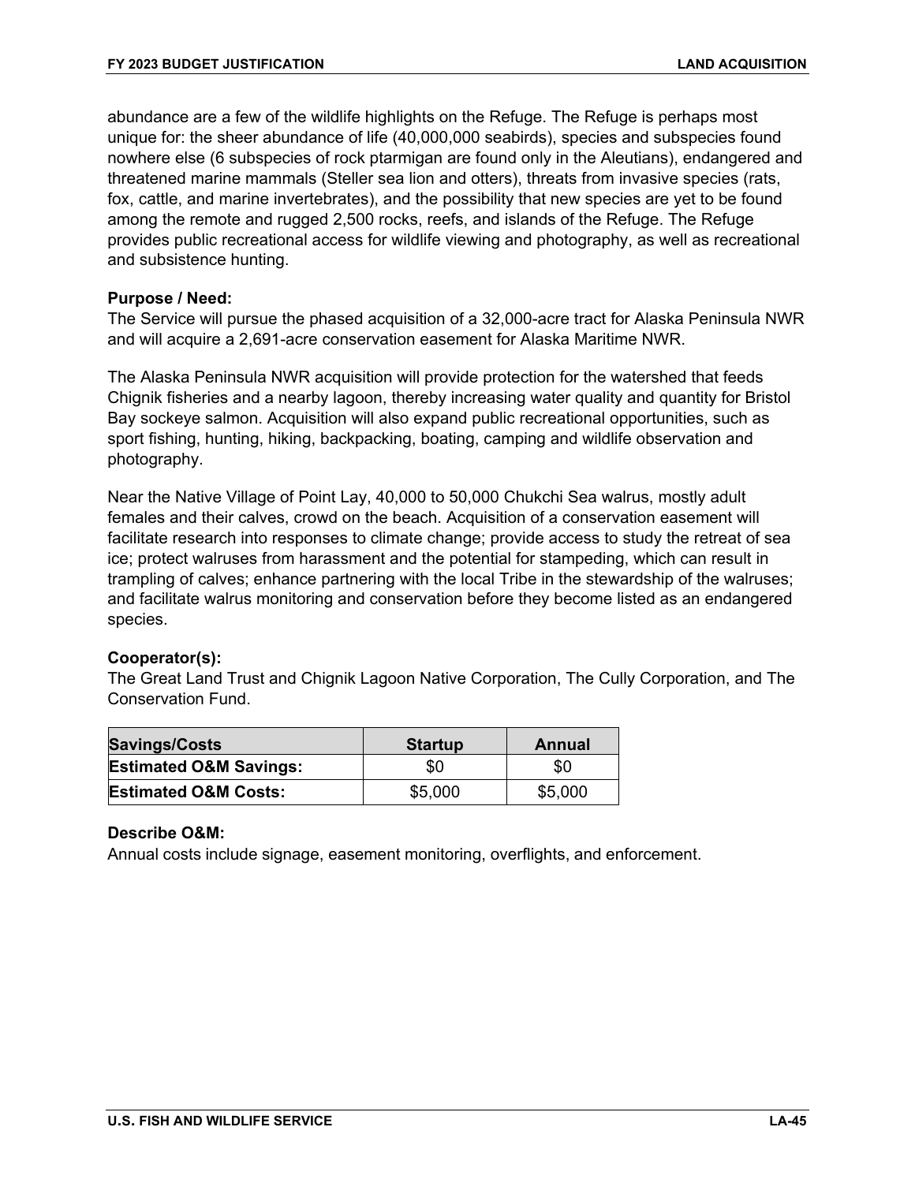abundance are a few of the wildlife highlights on the Refuge. The Refuge is perhaps most unique for: the sheer abundance of life (40,000,000 seabirds), species and subspecies found nowhere else (6 subspecies of rock ptarmigan are found only in the Aleutians), endangered and threatened marine mammals (Steller sea lion and otters), threats from invasive species (rats, fox, cattle, and marine invertebrates), and the possibility that new species are yet to be found among the remote and rugged 2,500 rocks, reefs, and islands of the Refuge. The Refuge provides public recreational access for wildlife viewing and photography, as well as recreational and subsistence hunting.

**Purpose / Need:**
The Service will pursue the phased acquisition of a 32,000-acre tract for Alaska Peninsula NWR and will acquire a 2,691-acre conservation easement for Alaska Maritime NWR.

The Alaska Peninsula NWR acquisition will provide protection for the watershed that feeds Chignik fisheries and a nearby lagoon, thereby increasing water quality and quantity for Bristol Bay sockeye salmon. Acquisition will also expand public recreational opportunities, such as sport fishing, hunting, hiking, backpacking, boating, camping and wildlife observation and photography.

Near the Native Village of Point Lay, 40,000 to 50,000 Chukchi Sea walrus, mostly adult females and their calves, crowd on the beach. Acquisition of a conservation easement will facilitate research into responses to climate change; provide access to study the retreat of sea ice; protect walruses from harassment and the potential for stampeding, which can result in trampling of calves; enhance partnering with the local Tribe in the stewardship of the walruses; and facilitate walrus monitoring and conservation before they become listed as an endangered species.

**Cooperator(s):**
The Great Land Trust and Chignik Lagoon Native Corporation, The Cully Corporation, and The Conservation Fund.

| Savings/Costs | Startup | Annual |
|---|---|---|
| **Estimated O&M Savings:** | $0 | $0 |
| **Estimated O&M Costs:** | $5,000 | $5,000 |

**Describe O&M:**
Annual costs include signage, easement monitoring, overflights, and enforcement.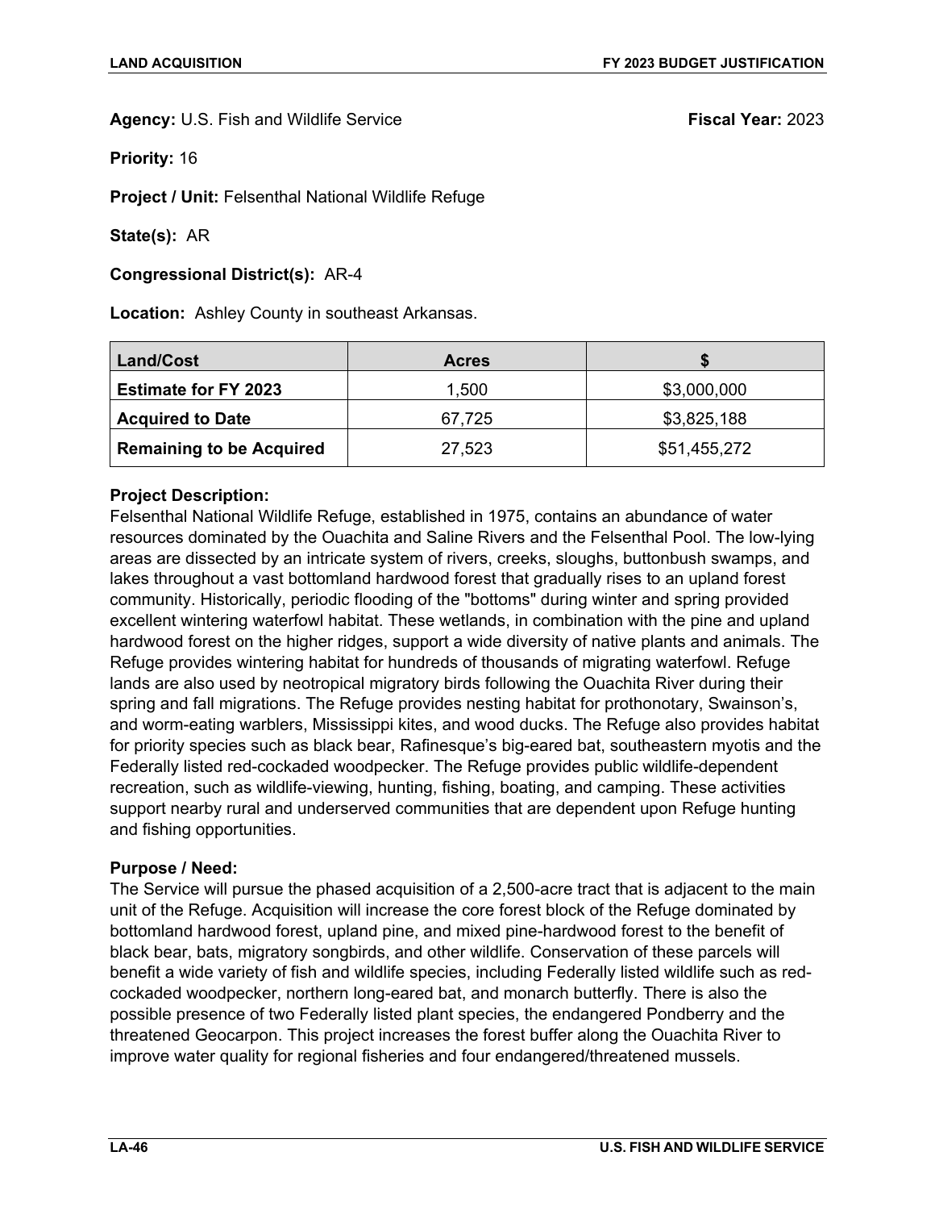**Agency:** U.S. Fish and Wildlife Service **Fiscal Year:** 2023

**Priority:** 16

**Project / Unit:** Felsenthal National Wildlife Refuge

**State(s):** AR

**Congressional District(s):** AR-4

**Location:** Ashley County in southeast Arkansas.

| Land/Cost | Acres | $ |
|---|---|---|
| **Estimate for FY 2023** | 1,500 | $3,000,000 |
| **Acquired to Date** | 67,725 | $3,825,188 |
| **Remaining to be Acquired** | 27,523 | $51,455,272 |

**Project Description:**
Felsenthal National Wildlife Refuge, established in 1975, contains an abundance of water resources dominated by the Ouachita and Saline Rivers and the Felsenthal Pool. The low-lying areas are dissected by an intricate system of rivers, creeks, sloughs, buttonbush swamps, and lakes throughout a vast bottomland hardwood forest that gradually rises to an upland forest community. Historically, periodic flooding of the "bottoms" during winter and spring provided excellent wintering waterfowl habitat. These wetlands, in combination with the pine and upland hardwood forest on the higher ridges, support a wide diversity of native plants and animals. The Refuge provides wintering habitat for hundreds of thousands of migrating waterfowl. Refuge lands are also used by neotropical migratory birds following the Ouachita River during their spring and fall migrations. The Refuge provides nesting habitat for prothonotary, Swainson's, and worm-eating warblers, Mississippi kites, and wood ducks. The Refuge also provides habitat for priority species such as black bear, Rafinesque's big-eared bat, southeastern myotis and the Federally listed red-cockaded woodpecker. The Refuge provides public wildlife-dependent recreation, such as wildlife-viewing, hunting, fishing, boating, and camping. These activities support nearby rural and underserved communities that are dependent upon Refuge hunting and fishing opportunities.

**Purpose / Need:**
The Service will pursue the phased acquisition of a 2,500-acre tract that is adjacent to the main unit of the Refuge. Acquisition will increase the core forest block of the Refuge dominated by bottomland hardwood forest, upland pine, and mixed pine-hardwood forest to the benefit of black bear, bats, migratory songbirds, and other wildlife. Conservation of these parcels will benefit a wide variety of fish and wildlife species, including Federally listed wildlife such as red-cockaded woodpecker, northern long-eared bat, and monarch butterfly. There is also the possible presence of two Federally listed plant species, the endangered Pondberry and the threatened Geocarpon. This project increases the forest buffer along the Ouachita River to improve water quality for regional fisheries and four endangered/threatened mussels.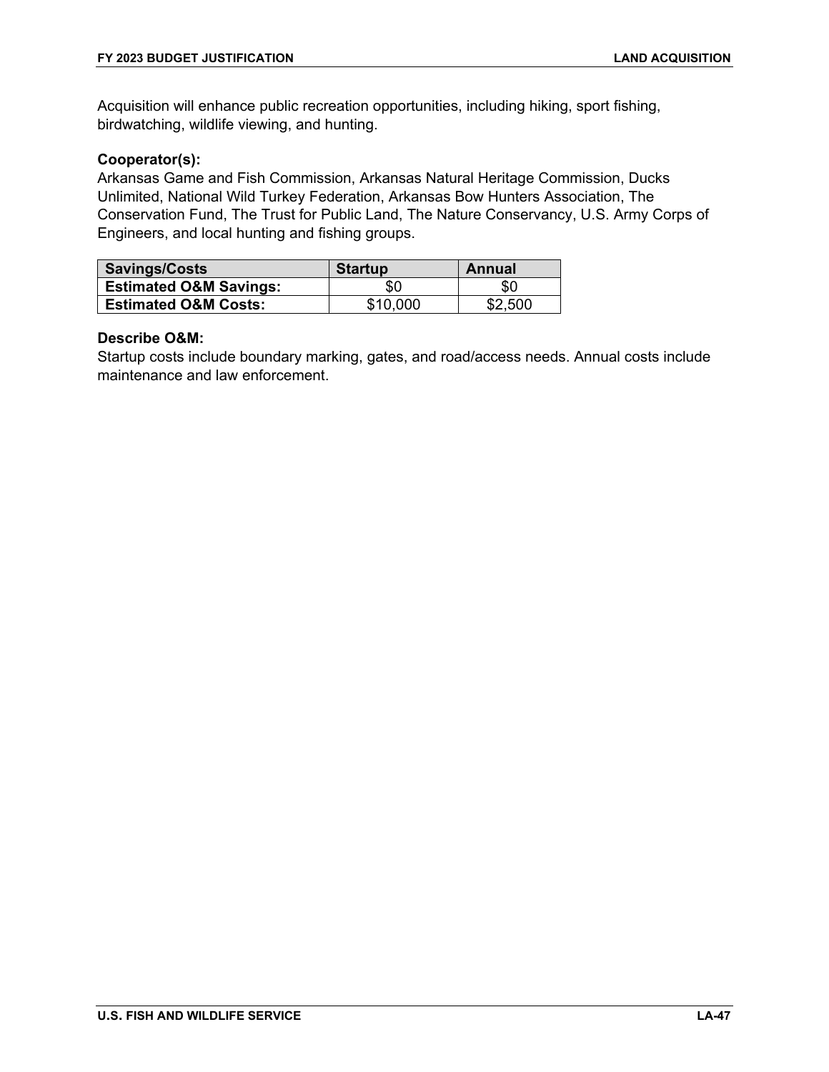Acquisition will enhance public recreation opportunities, including hiking, sport fishing, birdwatching, wildlife viewing, and hunting.

**Cooperator(s):**
Arkansas Game and Fish Commission, Arkansas Natural Heritage Commission, Ducks Unlimited, National Wild Turkey Federation, Arkansas Bow Hunters Association, The Conservation Fund, The Trust for Public Land, The Nature Conservancy, U.S. Army Corps of Engineers, and local hunting and fishing groups.

| Savings/Costs | Startup | Annual |
|---|---|---|
| **Estimated O&M Savings:** | $0 | $0 |
| **Estimated O&M Costs:** | $10,000 | $2,500 |

**Describe O&M:**
Startup costs include boundary marking, gates, and road/access needs. Annual costs include maintenance and law enforcement.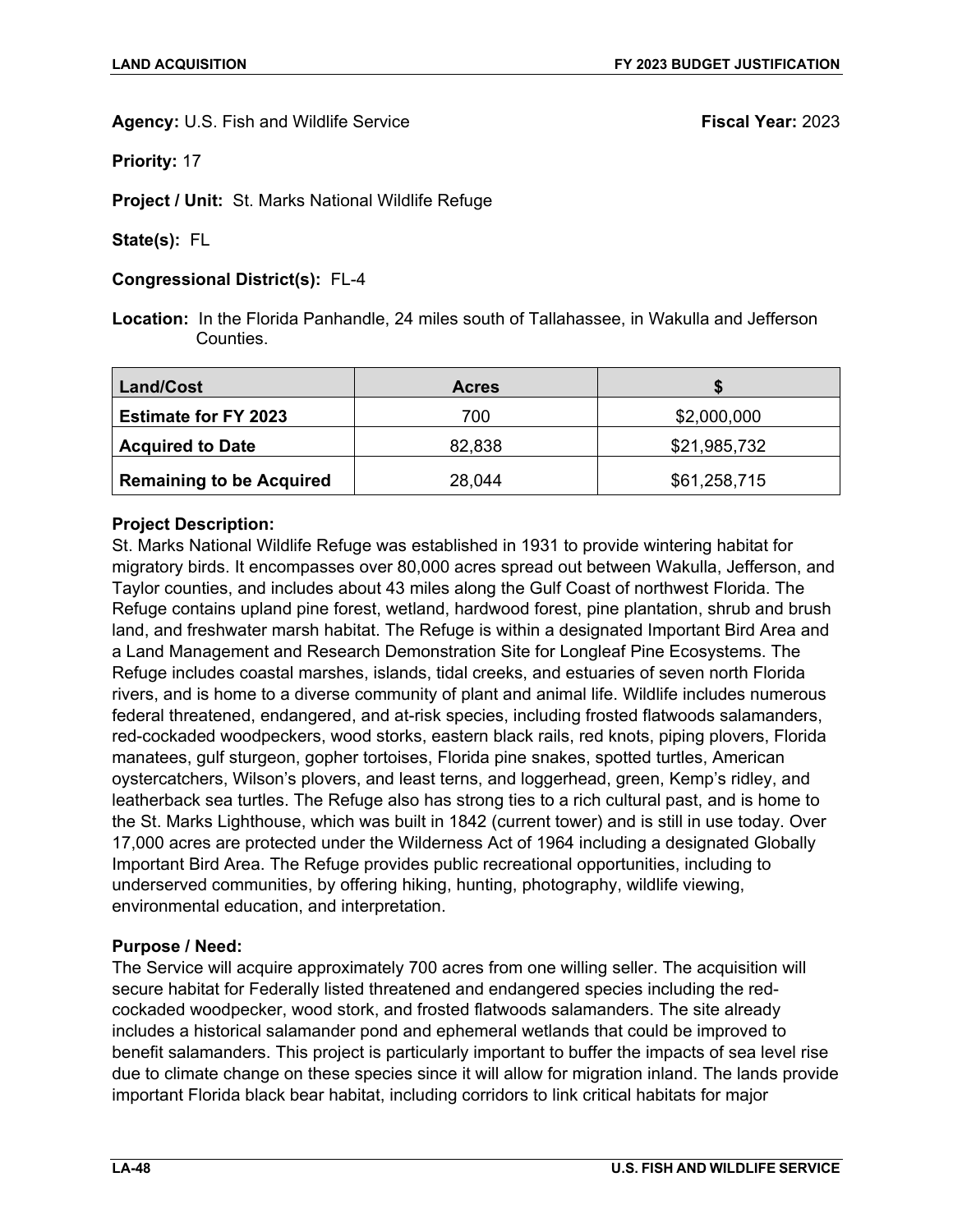**Agency:** U.S. Fish and Wildlife Service **Fiscal Year:** 2023

**Priority:** 17

**Project / Unit:** St. Marks National Wildlife Refuge

**State(s):** FL

**Congressional District(s):** FL-4

**Location:** In the Florida Panhandle, 24 miles south of Tallahassee, in Wakulla and Jefferson Counties.

| Land/Cost | Acres | $ |
|---|---|---|
| **Estimate for FY 2023** | 700 | $2,000,000 |
| **Acquired to Date** | 82,838 | $21,985,732 |
| **Remaining to be Acquired** | 28,044 | $61,258,715 |

**Project Description:**
St. Marks National Wildlife Refuge was established in 1931 to provide wintering habitat for migratory birds. It encompasses over 80,000 acres spread out between Wakulla, Jefferson, and Taylor counties, and includes about 43 miles along the Gulf Coast of northwest Florida. The Refuge contains upland pine forest, wetland, hardwood forest, pine plantation, shrub and brush land, and freshwater marsh habitat. The Refuge is within a designated Important Bird Area and a Land Management and Research Demonstration Site for Longleaf Pine Ecosystems. The Refuge includes coastal marshes, islands, tidal creeks, and estuaries of seven north Florida rivers, and is home to a diverse community of plant and animal life. Wildlife includes numerous federal threatened, endangered, and at-risk species, including frosted flatwoods salamanders, red-cockaded woodpeckers, wood storks, eastern black rails, red knots, piping plovers, Florida manatees, gulf sturgeon, gopher tortoises, Florida pine snakes, spotted turtles, American oystercatchers, Wilson's plovers, and least terns, and loggerhead, green, Kemp's ridley, and leatherback sea turtles. The Refuge also has strong ties to a rich cultural past, and is home to the St. Marks Lighthouse, which was built in 1842 (current tower) and is still in use today. Over 17,000 acres are protected under the Wilderness Act of 1964 including a designated Globally Important Bird Area. The Refuge provides public recreational opportunities, including to underserved communities, by offering hiking, hunting, photography, wildlife viewing, environmental education, and interpretation.

**Purpose / Need:**
The Service will acquire approximately 700 acres from one willing seller. The acquisition will secure habitat for Federally listed threatened and endangered species including the red-cockaded woodpecker, wood stork, and frosted flatwoods salamanders. The site already includes a historical salamander pond and ephemeral wetlands that could be improved to benefit salamanders. This project is particularly important to buffer the impacts of sea level rise due to climate change on these species since it will allow for migration inland. The lands provide important Florida black bear habitat, including corridors to link critical habitats for major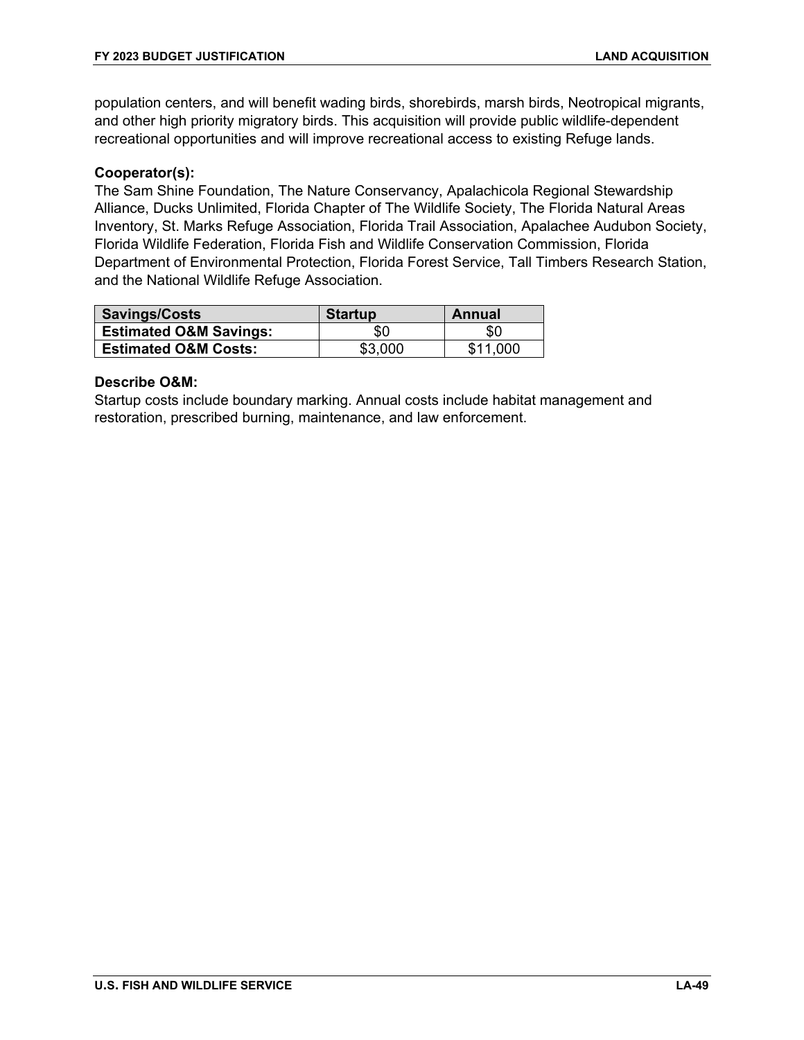population centers, and will benefit wading birds, shorebirds, marsh birds, Neotropical migrants, and other high priority migratory birds. This acquisition will provide public wildlife-dependent recreational opportunities and will improve recreational access to existing Refuge lands.

**Cooperator(s):**
The Sam Shine Foundation, The Nature Conservancy, Apalachicola Regional Stewardship Alliance, Ducks Unlimited, Florida Chapter of The Wildlife Society, The Florida Natural Areas Inventory, St. Marks Refuge Association, Florida Trail Association, Apalachee Audubon Society, Florida Wildlife Federation, Florida Fish and Wildlife Conservation Commission, Florida Department of Environmental Protection, Florida Forest Service, Tall Timbers Research Station, and the National Wildlife Refuge Association.

| Savings/Costs | Startup | Annual |
|---|---|---|
| **Estimated O&M Savings:** | $0 | $0 |
| **Estimated O&M Costs:** | $3,000 | $11,000 |

**Describe O&M:**
Startup costs include boundary marking. Annual costs include habitat management and restoration, prescribed burning, maintenance, and law enforcement.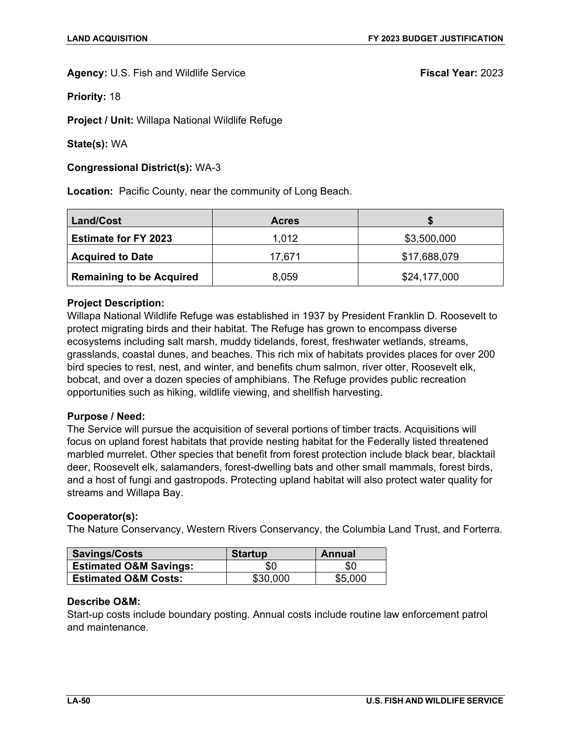**Agency:** U.S. Fish and Wildlife Service **Fiscal Year:** 2023

**Priority:** 18

**Project / Unit:** Willapa National Wildlife Refuge

**State(s):** WA

**Congressional District(s):** WA-3

**Location:** Pacific County, near the community of Long Beach.

| Land/Cost | Acres | $ |
|---|---|---|
| **Estimate for FY 2023** | 1,012 | $3,500,000 |
| **Acquired to Date** | 17,671 | $17,688,079 |
| **Remaining to be Acquired** | 8,059 | $24,177,000 |

**Project Description:**
Willapa National Wildlife Refuge was established in 1937 by President Franklin D. Roosevelt to protect migrating birds and their habitat. The Refuge has grown to encompass diverse ecosystems including salt marsh, muddy tidelands, forest, freshwater wetlands, streams, grasslands, coastal dunes, and beaches. This rich mix of habitats provides places for over 200 bird species to rest, nest, and winter, and benefits chum salmon, river otter, Roosevelt elk, bobcat, and over a dozen species of amphibians. The Refuge provides public recreation opportunities such as hiking, wildlife viewing, and shellfish harvesting.

**Purpose / Need:**
The Service will pursue the acquisition of several portions of timber tracts. Acquisitions will focus on upland forest habitats that provide nesting habitat for the Federally listed threatened marbled murrelet. Other species that benefit from forest protection include black bear, blacktail deer, Roosevelt elk, salamanders, forest-dwelling bats and other small mammals, forest birds, and a host of fungi and gastropods. Protecting upland habitat will also protect water quality for streams and Willapa Bay.

**Cooperator(s):**
The Nature Conservancy, Western Rivers Conservancy, the Columbia Land Trust, and Forterra.

| Savings/Costs | Startup | Annual |
|---|---|---|
| **Estimated O&M Savings:** | $0 | $0 |
| **Estimated O&M Costs:** | $30,000 | $5,000 |

**Describe O&M:**
Start-up costs include boundary posting. Annual costs include routine law enforcement patrol and maintenance.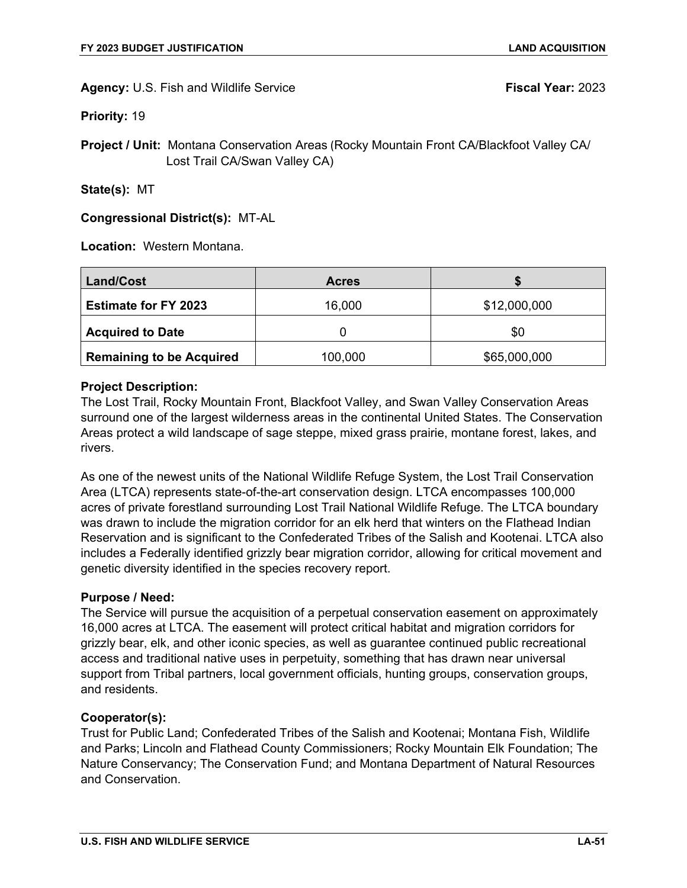**Agency:** U.S. Fish and Wildlife Service **Fiscal Year:** 2023

**Priority:** 19

**Project / Unit:** Montana Conservation Areas (Rocky Mountain Front CA/Blackfoot Valley CA/ Lost Trail CA/Swan Valley CA)

**State(s):** MT

**Congressional District(s):** MT-AL

**Location:** Western Montana.

| Land/Cost | Acres | $ |
|---|---|---|
| **Estimate for FY 2023** | 16,000 | $12,000,000 |
| **Acquired to Date** | 0 | $0 |
| **Remaining to be Acquired** | 100,000 | $65,000,000 |

**Project Description:**
The Lost Trail, Rocky Mountain Front, Blackfoot Valley, and Swan Valley Conservation Areas surround one of the largest wilderness areas in the continental United States. The Conservation Areas protect a wild landscape of sage steppe, mixed grass prairie, montane forest, lakes, and rivers.

As one of the newest units of the National Wildlife Refuge System, the Lost Trail Conservation Area (LTCA) represents state-of-the-art conservation design. LTCA encompasses 100,000 acres of private forestland surrounding Lost Trail National Wildlife Refuge. The LTCA boundary was drawn to include the migration corridor for an elk herd that winters on the Flathead Indian Reservation and is significant to the Confederated Tribes of the Salish and Kootenai. LTCA also includes a Federally identified grizzly bear migration corridor, allowing for critical movement and genetic diversity identified in the species recovery report.

**Purpose / Need:**
The Service will pursue the acquisition of a perpetual conservation easement on approximately 16,000 acres at LTCA. The easement will protect critical habitat and migration corridors for grizzly bear, elk, and other iconic species, as well as guarantee continued public recreational access and traditional native uses in perpetuity, something that has drawn near universal support from Tribal partners, local government officials, hunting groups, conservation groups, and residents.

**Cooperator(s):**
Trust for Public Land; Confederated Tribes of the Salish and Kootenai; Montana Fish, Wildlife and Parks; Lincoln and Flathead County Commissioners; Rocky Mountain Elk Foundation; The Nature Conservancy; The Conservation Fund; and Montana Department of Natural Resources and Conservation.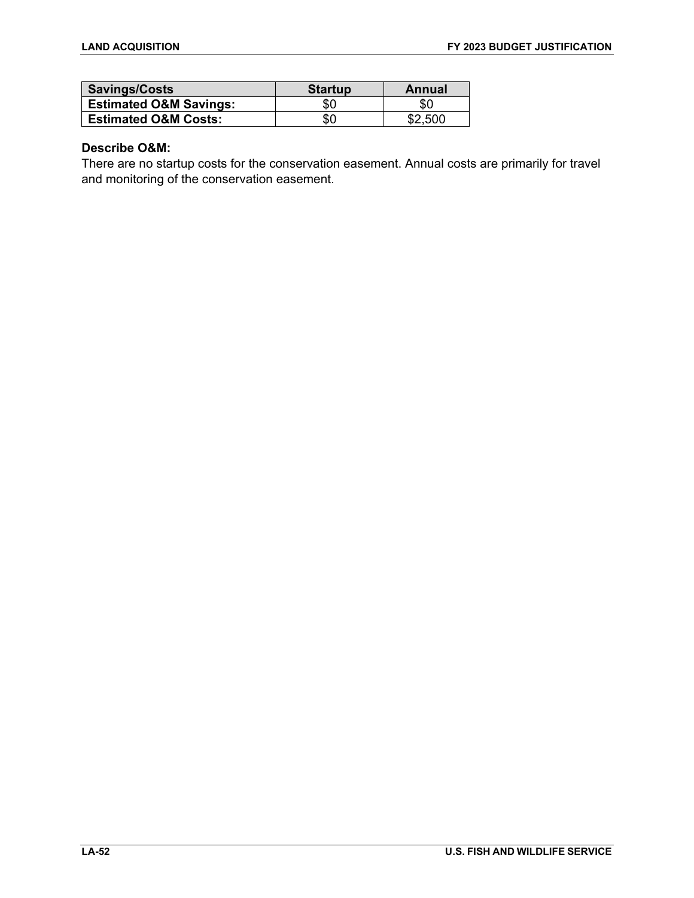| Savings/Costs | Startup | Annual |
|---|---|---|
| **Estimated O&M Savings:** | $0 | $0 |
| **Estimated O&M Costs:** | $0 | $2,500 |

**Describe O&M:**
There are no startup costs for the conservation easement. Annual costs are primarily for travel and monitoring of the conservation easement.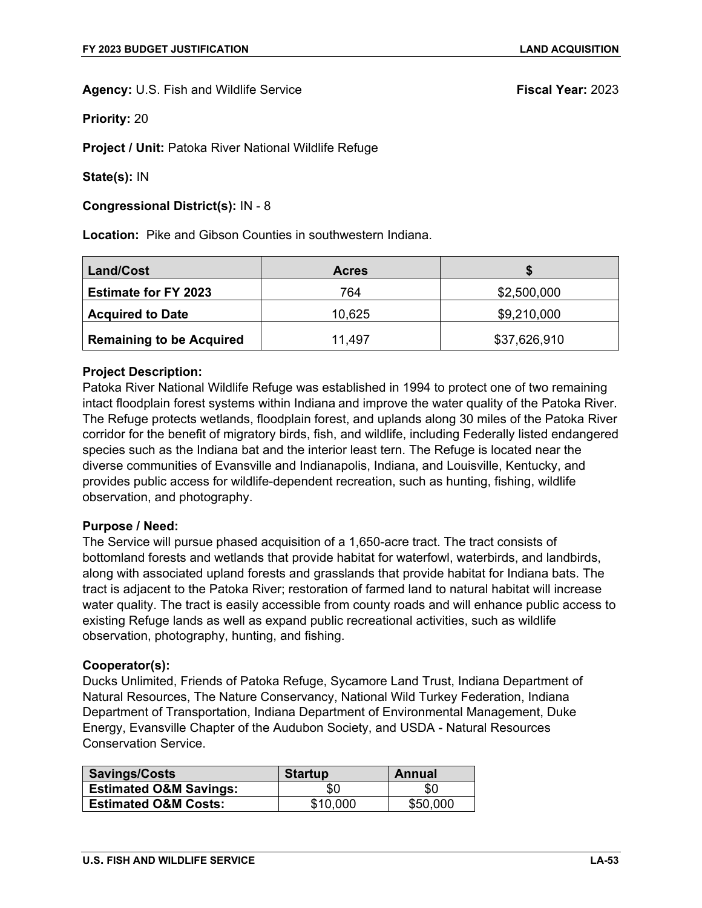**Agency:** U.S. Fish and Wildlife Service **Fiscal Year:** 2023

**Priority:** 20

**Project / Unit:** Patoka River National Wildlife Refuge

**State(s):** IN

**Congressional District(s):** IN - 8

**Location:** Pike and Gibson Counties in southwestern Indiana.

| Land/Cost | Acres | $ |
|---|---|---|
| **Estimate for FY 2023** | 764 | $2,500,000 |
| **Acquired to Date** | 10,625 | $9,210,000 |
| **Remaining to be Acquired** | 11,497 | $37,626,910 |

**Project Description:**
Patoka River National Wildlife Refuge was established in 1994 to protect one of two remaining intact floodplain forest systems within Indiana and improve the water quality of the Patoka River. The Refuge protects wetlands, floodplain forest, and uplands along 30 miles of the Patoka River corridor for the benefit of migratory birds, fish, and wildlife, including Federally listed endangered species such as the Indiana bat and the interior least tern. The Refuge is located near the diverse communities of Evansville and Indianapolis, Indiana, and Louisville, Kentucky, and provides public access for wildlife-dependent recreation, such as hunting, fishing, wildlife observation, and photography.

**Purpose / Need:**
The Service will pursue phased acquisition of a 1,650-acre tract. The tract consists of bottomland forests and wetlands that provide habitat for waterfowl, waterbirds, and landbirds, along with associated upland forests and grasslands that provide habitat for Indiana bats. The tract is adjacent to the Patoka River; restoration of farmed land to natural habitat will increase water quality. The tract is easily accessible from county roads and will enhance public access to existing Refuge lands as well as expand public recreational activities, such as wildlife observation, photography, hunting, and fishing.

**Cooperator(s):**
Ducks Unlimited, Friends of Patoka Refuge, Sycamore Land Trust, Indiana Department of Natural Resources, The Nature Conservancy, National Wild Turkey Federation, Indiana Department of Transportation, Indiana Department of Environmental Management, Duke Energy, Evansville Chapter of the Audubon Society, and USDA - Natural Resources Conservation Service.

| Savings/Costs | Startup | Annual |
|---|---|---|
| **Estimated O&M Savings:** | $0 | $0 |
| **Estimated O&M Costs:** | $10,000 | $50,000 |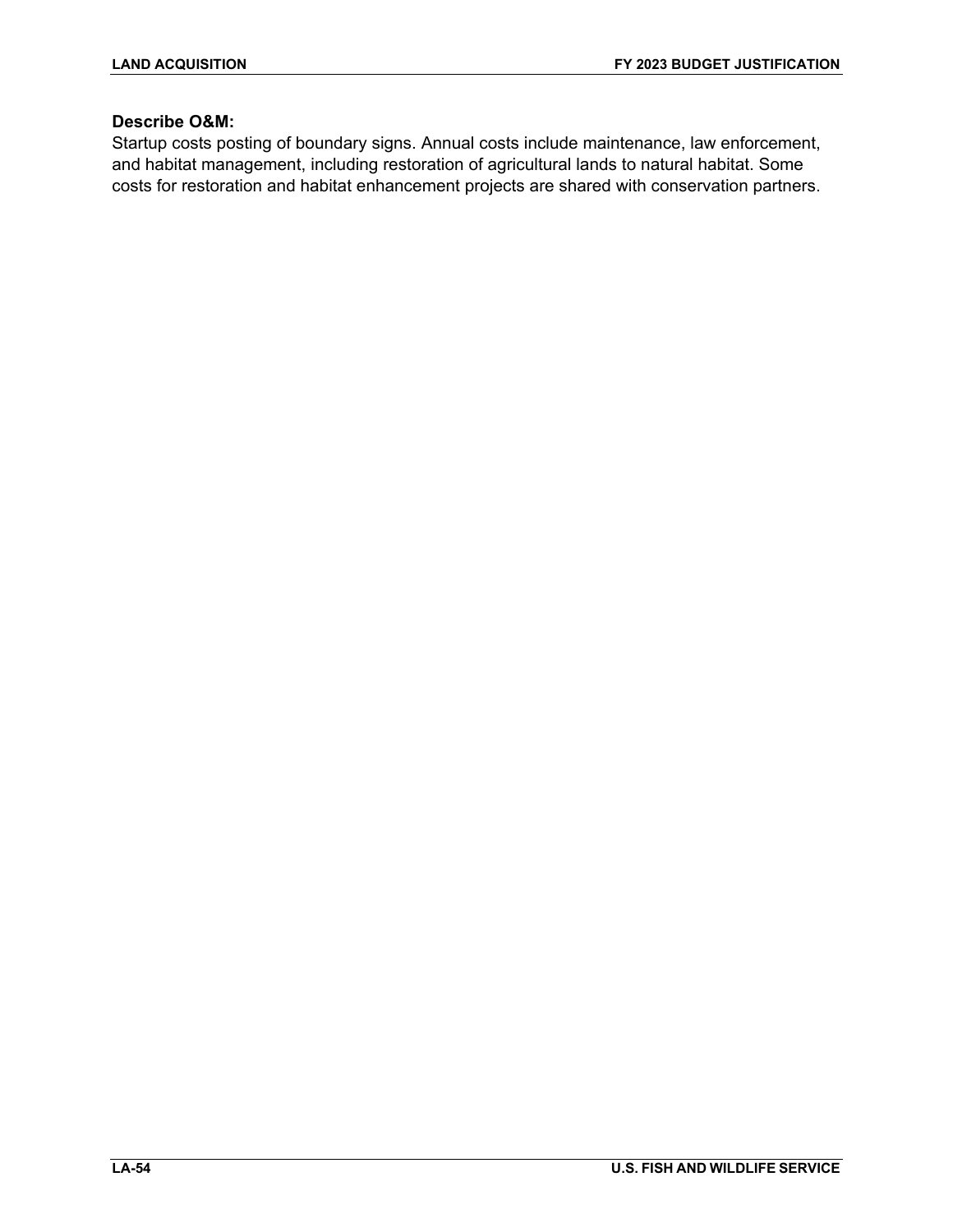**Describe O&M:**
Startup costs posting of boundary signs. Annual costs include maintenance, law enforcement, and habitat management, including restoration of agricultural lands to natural habitat. Some costs for restoration and habitat enhancement projects are shared with conservation partners.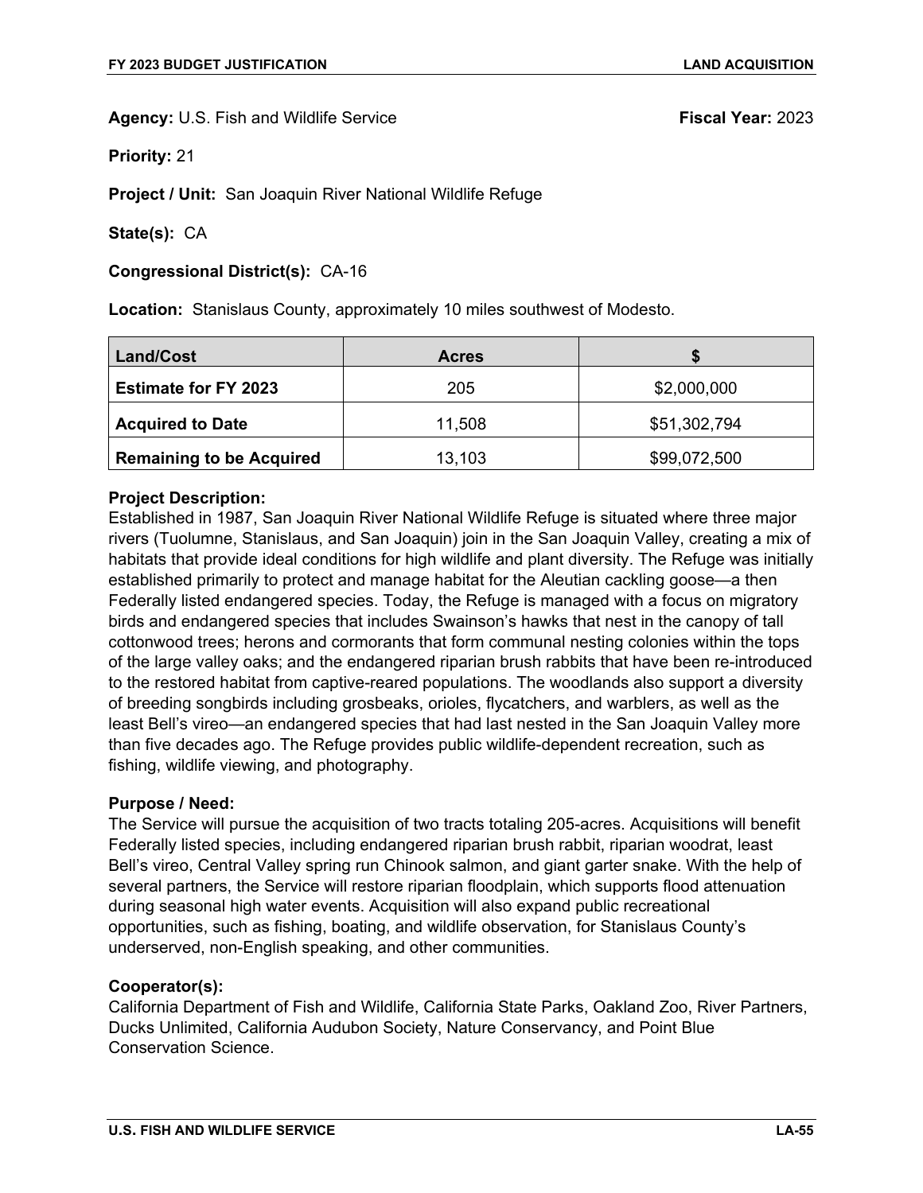**Agency:** U.S. Fish and Wildlife Service **Fiscal Year:** 2023

**Priority:** 21

**Project / Unit:** San Joaquin River National Wildlife Refuge

**State(s):** CA

**Congressional District(s):** CA-16

**Location:** Stanislaus County, approximately 10 miles southwest of Modesto.

| Land/Cost | Acres | $ |
|---|---|---|
| **Estimate for FY 2023** | 205 | $2,000,000 |
| **Acquired to Date** | 11,508 | $51,302,794 |
| **Remaining to be Acquired** | 13,103 | $99,072,500 |

**Project Description:**
Established in 1987, San Joaquin River National Wildlife Refuge is situated where three major rivers (Tuolumne, Stanislaus, and San Joaquin) join in the San Joaquin Valley, creating a mix of habitats that provide ideal conditions for high wildlife and plant diversity. The Refuge was initially established primarily to protect and manage habitat for the Aleutian cackling goose—a then Federally listed endangered species. Today, the Refuge is managed with a focus on migratory birds and endangered species that includes Swainson's hawks that nest in the canopy of tall cottonwood trees; herons and cormorants that form communal nesting colonies within the tops of the large valley oaks; and the endangered riparian brush rabbits that have been re-introduced to the restored habitat from captive-reared populations. The woodlands also support a diversity of breeding songbirds including grosbeaks, orioles, flycatchers, and warblers, as well as the least Bell's vireo—an endangered species that had last nested in the San Joaquin Valley more than five decades ago. The Refuge provides public wildlife-dependent recreation, such as fishing, wildlife viewing, and photography.

**Purpose / Need:**
The Service will pursue the acquisition of two tracts totaling 205-acres. Acquisitions will benefit Federally listed species, including endangered riparian brush rabbit, riparian woodrat, least Bell's vireo, Central Valley spring run Chinook salmon, and giant garter snake. With the help of several partners, the Service will restore riparian floodplain, which supports flood attenuation during seasonal high water events. Acquisition will also expand public recreational opportunities, such as fishing, boating, and wildlife observation, for Stanislaus County's underserved, non-English speaking, and other communities.

**Cooperator(s):**
California Department of Fish and Wildlife, California State Parks, Oakland Zoo, River Partners, Ducks Unlimited, California Audubon Society, Nature Conservancy, and Point Blue Conservation Science.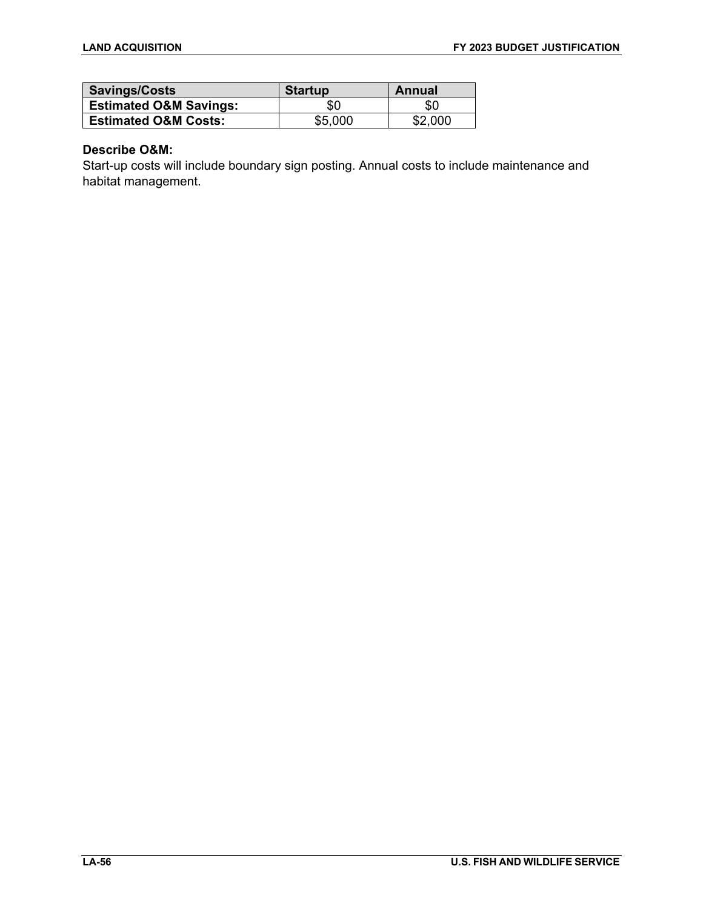| Savings/Costs | Startup | Annual |
| --- | --- | --- |
| Estimated O&M Savings: | $0 | $0 |
| Estimated O&M Costs: | $5,000 | $2,000 |

**Describe O&M:**
Start-up costs will include boundary sign posting. Annual costs to include maintenance and habitat management.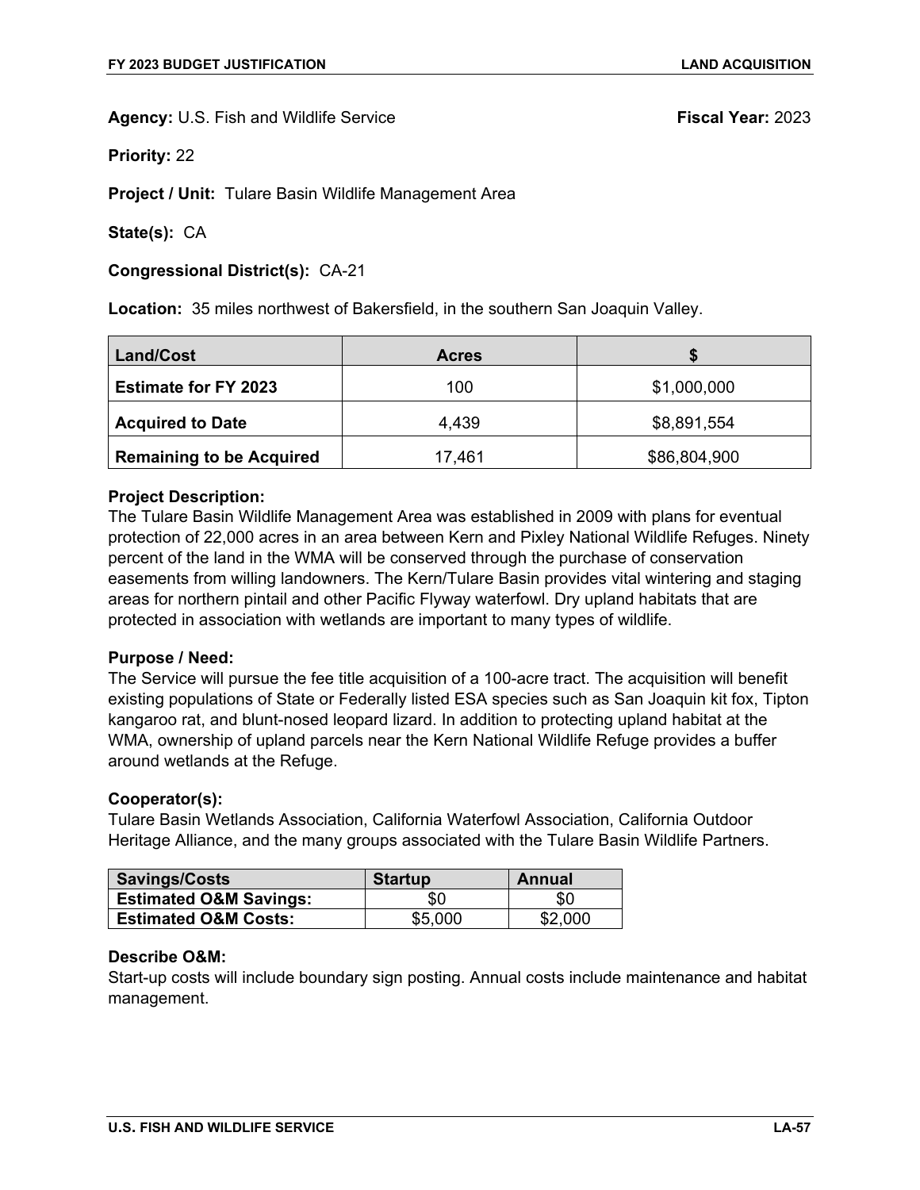**Agency:** U.S. Fish and Wildlife Service **Fiscal Year:** 2023

**Priority:** 22

**Project / Unit:** Tulare Basin Wildlife Management Area

**State(s):** CA

**Congressional District(s):** CA-21

**Location:** 35 miles northwest of Bakersfield, in the southern San Joaquin Valley.

| Land/Cost | Acres | $ |
|---|---|---|
| **Estimate for FY 2023** | 100 | $1,000,000 |
| **Acquired to Date** | 4,439 | $8,891,554 |
| **Remaining to be Acquired** | 17,461 | $86,804,900 |

**Project Description:**
The Tulare Basin Wildlife Management Area was established in 2009 with plans for eventual protection of 22,000 acres in an area between Kern and Pixley National Wildlife Refuges. Ninety percent of the land in the WMA will be conserved through the purchase of conservation easements from willing landowners. The Kern/Tulare Basin provides vital wintering and staging areas for northern pintail and other Pacific Flyway waterfowl. Dry upland habitats that are protected in association with wetlands are important to many types of wildlife.

**Purpose / Need:**
The Service will pursue the fee title acquisition of a 100-acre tract. The acquisition will benefit existing populations of State or Federally listed ESA species such as San Joaquin kit fox, Tipton kangaroo rat, and blunt-nosed leopard lizard. In addition to protecting upland habitat at the WMA, ownership of upland parcels near the Kern National Wildlife Refuge provides a buffer around wetlands at the Refuge.

**Cooperator(s):**
Tulare Basin Wetlands Association, California Waterfowl Association, California Outdoor Heritage Alliance, and the many groups associated with the Tulare Basin Wildlife Partners.

| Savings/Costs | Startup | Annual |
|---|---|---|
| **Estimated O&M Savings:** | $0 | $0 |
| **Estimated O&M Costs:** | $5,000 | $2,000 |

**Describe O&M:**
Start-up costs will include boundary sign posting. Annual costs include maintenance and habitat management.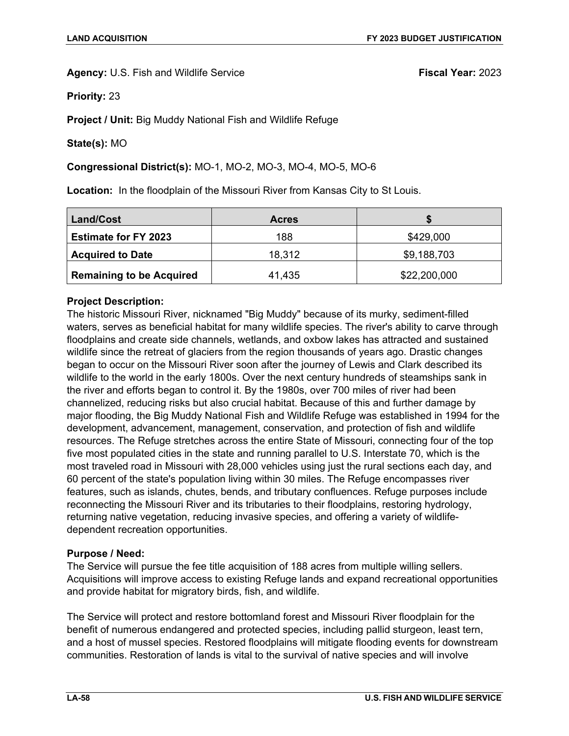**Agency:** U.S. Fish and Wildlife Service **Fiscal Year:** 2023

**Priority:** 23

**Project / Unit:** Big Muddy National Fish and Wildlife Refuge

**State(s):** MO

**Congressional District(s):** MO-1, MO-2, MO-3, MO-4, MO-5, MO-6

**Location:** In the floodplain of the Missouri River from Kansas City to St Louis.

| Land/Cost | Acres | $ |
|---|---|---|
| **Estimate for FY 2023** | 188 | $429,000 |
| **Acquired to Date** | 18,312 | $9,188,703 |
| **Remaining to be Acquired** | 41,435 | $22,200,000 |

**Project Description:**
The historic Missouri River, nicknamed "Big Muddy" because of its murky, sediment-filled waters, serves as beneficial habitat for many wildlife species. The river's ability to carve through floodplains and create side channels, wetlands, and oxbow lakes has attracted and sustained wildlife since the retreat of glaciers from the region thousands of years ago. Drastic changes began to occur on the Missouri River soon after the journey of Lewis and Clark described its wildlife to the world in the early 1800s. Over the next century hundreds of steamships sank in the river and efforts began to control it. By the 1980s, over 700 miles of river had been channelized, reducing risks but also crucial habitat. Because of this and further damage by major flooding, the Big Muddy National Fish and Wildlife Refuge was established in 1994 for the development, advancement, management, conservation, and protection of fish and wildlife resources. The Refuge stretches across the entire State of Missouri, connecting four of the top five most populated cities in the state and running parallel to U.S. Interstate 70, which is the most traveled road in Missouri with 28,000 vehicles using just the rural sections each day, and 60 percent of the state's population living within 30 miles. The Refuge encompasses river features, such as islands, chutes, bends, and tributary confluences. Refuge purposes include reconnecting the Missouri River and its tributaries to their floodplains, restoring hydrology, returning native vegetation, reducing invasive species, and offering a variety of wildlife-dependent recreation opportunities.

**Purpose / Need:**
The Service will pursue the fee title acquisition of 188 acres from multiple willing sellers. Acquisitions will improve access to existing Refuge lands and expand recreational opportunities and provide habitat for migratory birds, fish, and wildlife.

The Service will protect and restore bottomland forest and Missouri River floodplain for the benefit of numerous endangered and protected species, including pallid sturgeon, least tern, and a host of mussel species. Restored floodplains will mitigate flooding events for downstream communities. Restoration of lands is vital to the survival of native species and will involve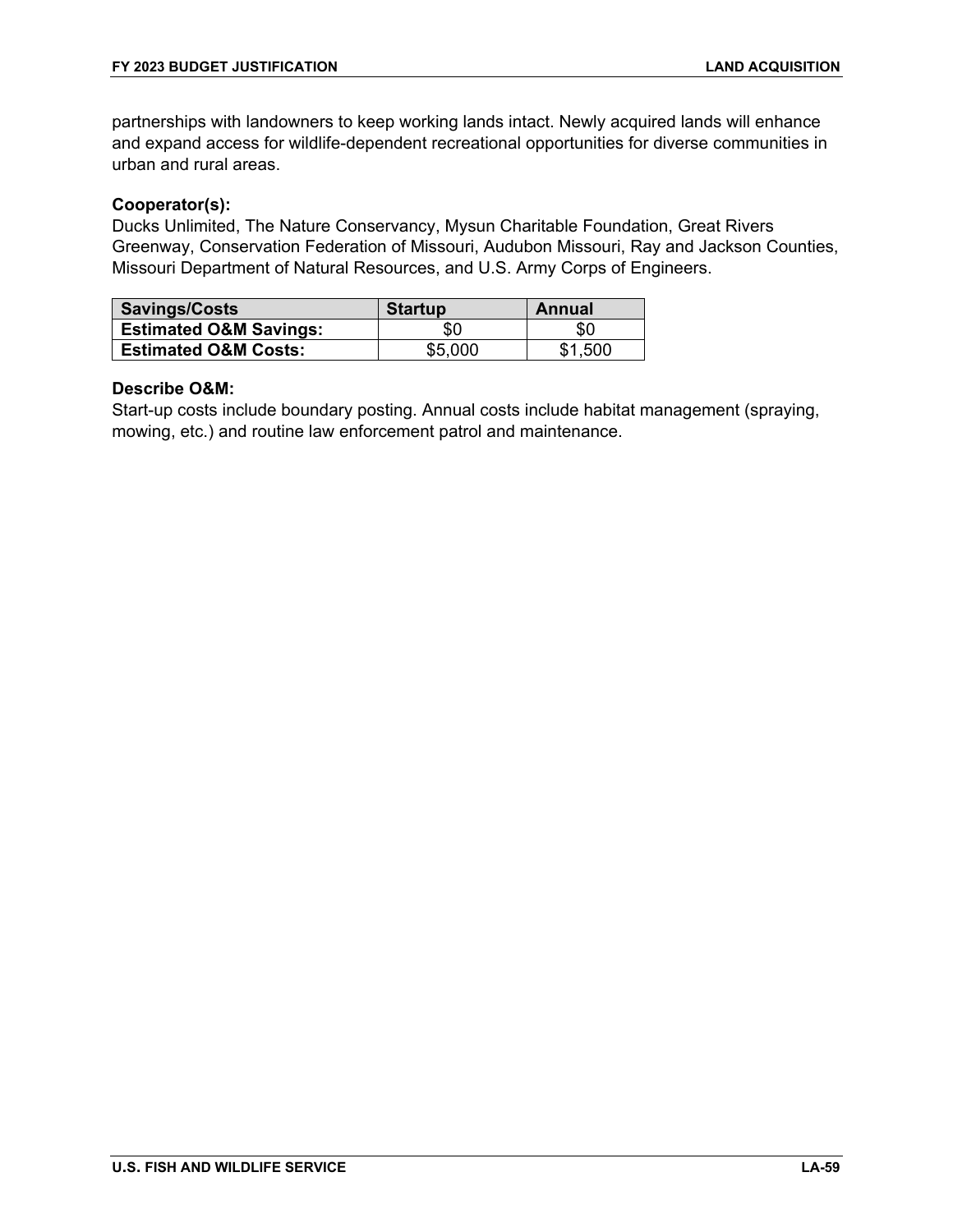partnerships with landowners to keep working lands intact. Newly acquired lands will enhance and expand access for wildlife-dependent recreational opportunities for diverse communities in urban and rural areas.

**Cooperator(s):**
Ducks Unlimited, The Nature Conservancy, Mysun Charitable Foundation, Great Rivers Greenway, Conservation Federation of Missouri, Audubon Missouri, Ray and Jackson Counties, Missouri Department of Natural Resources, and U.S. Army Corps of Engineers.

| Savings/Costs | Startup | Annual |
|---|---|---|
| **Estimated O&M Savings:** | $0 | $0 |
| **Estimated O&M Costs:** | $5,000 | $1,500 |

**Describe O&M:**
Start-up costs include boundary posting. Annual costs include habitat management (spraying, mowing, etc.) and routine law enforcement patrol and maintenance.